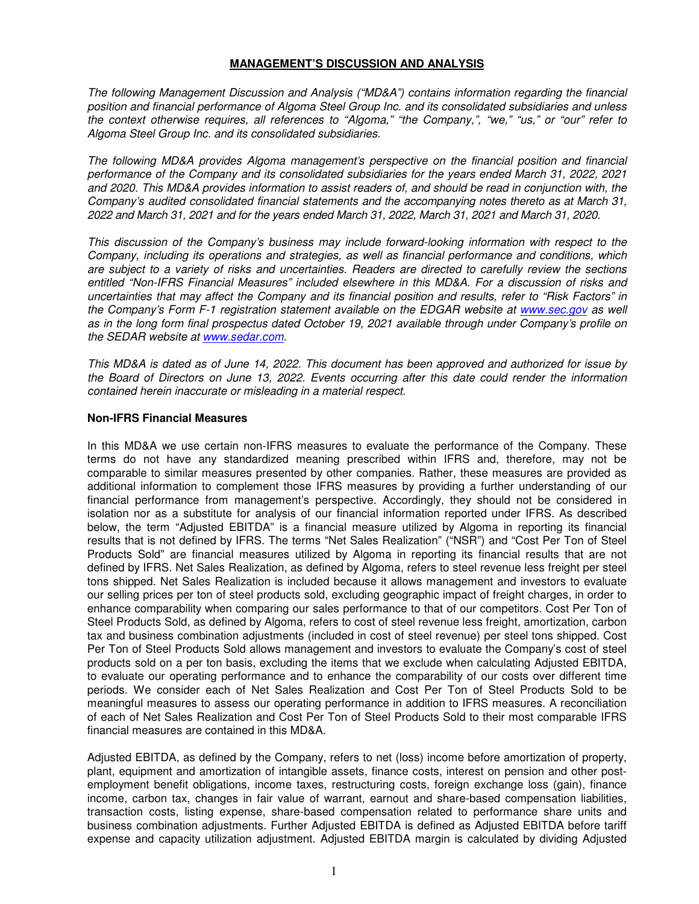# MANAGEMENT'S DISCUSSION AND ANALYSIS

*The following Management Discussion and Analysis ("MD&A") contains information regarding the financial position and financial performance of Algoma Steel Group Inc. and its consolidated subsidiaries and unless the context otherwise requires, all references to "Algoma," "the Company,", "we," "us," or "our" refer to Algoma Steel Group Inc. and its consolidated subsidiaries.*

*The following MD&A provides Algoma management's perspective on the financial position and financial performance of the Company and its consolidated subsidiaries for the years ended March 31, 2022, 2021 and 2020. This MD&A provides information to assist readers of, and should be read in conjunction with, the Company's audited consolidated financial statements and the accompanying notes thereto as at March 31, 2022 and March 31, 2021 and for the years ended March 31, 2022, March 31, 2021 and March 31, 2020.*

*This discussion of the Company's business may include forward-looking information with respect to the Company, including its operations and strategies, as well as financial performance and conditions, which are subject to a variety of risks and uncertainties. Readers are directed to carefully review the sections entitled "Non-IFRS Financial Measures" included elsewhere in this MD&A. For a discussion of risks and uncertainties that may affect the Company and its financial position and results, refer to "Risk Factors" in the Company's Form F-1 registration statement available on the EDGAR website at www.sec.gov as well as in the long form final prospectus dated October 19, 2021 available through under Company's profile on the SEDAR website at www.sedar.com.*

*This MD&A is dated as of June 14, 2022. This document has been approved and authorized for issue by the Board of Directors on June 13, 2022. Events occurring after this date could render the information contained herein inaccurate or misleading in a material respect.*

### Non-IFRS Financial Measures

In this MD&A we use certain non-IFRS measures to evaluate the performance of the Company. These terms do not have any standardized meaning prescribed within IFRS and, therefore, may not be comparable to similar measures presented by other companies. Rather, these measures are provided as additional information to complement those IFRS measures by providing a further understanding of our financial performance from management's perspective. Accordingly, they should not be considered in isolation nor as a substitute for analysis of our financial information reported under IFRS. As described below, the term "Adjusted EBITDA" is a financial measure utilized by Algoma in reporting its financial results that is not defined by IFRS. The terms "Net Sales Realization" ("NSR") and "Cost Per Ton of Steel Products Sold" are financial measures utilized by Algoma in reporting its financial results that are not defined by IFRS. Net Sales Realization, as defined by Algoma, refers to steel revenue less freight per steel tons shipped. Net Sales Realization is included because it allows management and investors to evaluate our selling prices per ton of steel products sold, excluding geographic impact of freight charges, in order to enhance comparability when comparing our sales performance to that of our competitors. Cost Per Ton of Steel Products Sold, as defined by Algoma, refers to cost of steel revenue less freight, amortization, carbon tax and business combination adjustments (included in cost of steel revenue) per steel tons shipped. Cost Per Ton of Steel Products Sold allows management and investors to evaluate the Company's cost of steel products sold on a per ton basis, excluding the items that we exclude when calculating Adjusted EBITDA, to evaluate our operating performance and to enhance the comparability of our costs over different time periods. We consider each of Net Sales Realization and Cost Per Ton of Steel Products Sold to be meaningful measures to assess our operating performance in addition to IFRS measures. A reconciliation of each of Net Sales Realization and Cost Per Ton of Steel Products Sold to their most comparable IFRS financial measures are contained in this MD&A.

Adjusted EBITDA, as defined by the Company, refers to net (loss) income before amortization of property, plant, equipment and amortization of intangible assets, finance costs, interest on pension and other post-employment benefit obligations, income taxes, restructuring costs, foreign exchange loss (gain), finance income, carbon tax, changes in fair value of warrant, earnout and share-based compensation liabilities, transaction costs, listing expense, share-based compensation related to performance share units and business combination adjustments. Further Adjusted EBITDA is defined as Adjusted EBITDA before tariff expense and capacity utilization adjustment. Adjusted EBITDA margin is calculated by dividing Adjusted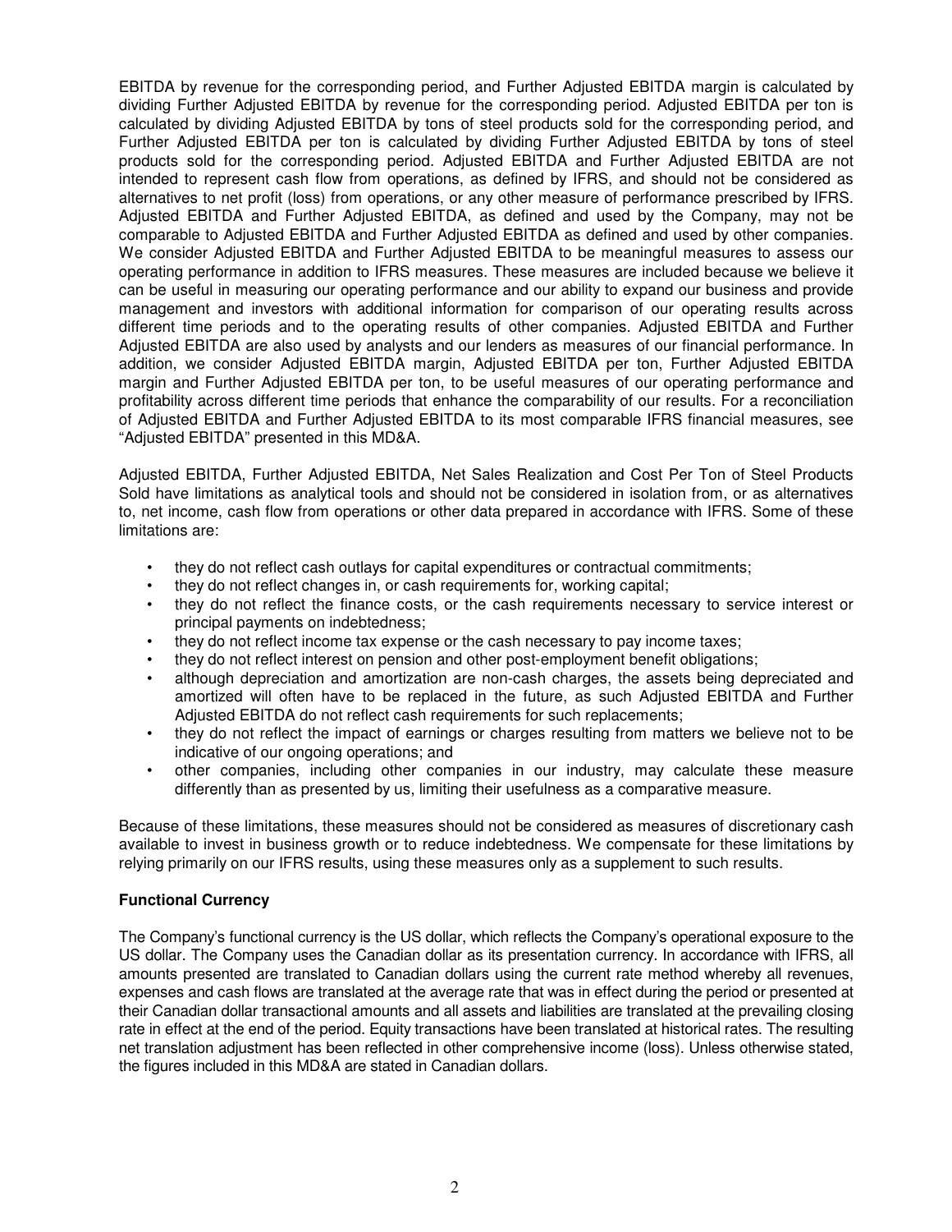EBITDA by revenue for the corresponding period, and Further Adjusted EBITDA margin is calculated by dividing Further Adjusted EBITDA by revenue for the corresponding period. Adjusted EBITDA per ton is calculated by dividing Adjusted EBITDA by tons of steel products sold for the corresponding period, and Further Adjusted EBITDA per ton is calculated by dividing Further Adjusted EBITDA by tons of steel products sold for the corresponding period. Adjusted EBITDA and Further Adjusted EBITDA are not intended to represent cash flow from operations, as defined by IFRS, and should not be considered as alternatives to net profit (loss) from operations, or any other measure of performance prescribed by IFRS. Adjusted EBITDA and Further Adjusted EBITDA, as defined and used by the Company, may not be comparable to Adjusted EBITDA and Further Adjusted EBITDA as defined and used by other companies. We consider Adjusted EBITDA and Further Adjusted EBITDA to be meaningful measures to assess our operating performance in addition to IFRS measures. These measures are included because we believe it can be useful in measuring our operating performance and our ability to expand our business and provide management and investors with additional information for comparison of our operating results across different time periods and to the operating results of other companies. Adjusted EBITDA and Further Adjusted EBITDA are also used by analysts and our lenders as measures of our financial performance. In addition, we consider Adjusted EBITDA margin, Adjusted EBITDA per ton, Further Adjusted EBITDA margin and Further Adjusted EBITDA per ton, to be useful measures of our operating performance and profitability across different time periods that enhance the comparability of our results. For a reconciliation of Adjusted EBITDA and Further Adjusted EBITDA to its most comparable IFRS financial measures, see "Adjusted EBITDA" presented in this MD&A.

Adjusted EBITDA, Further Adjusted EBITDA, Net Sales Realization and Cost Per Ton of Steel Products Sold have limitations as analytical tools and should not be considered in isolation from, or as alternatives to, net income, cash flow from operations or other data prepared in accordance with IFRS. Some of these limitations are:

- they do not reflect cash outlays for capital expenditures or contractual commitments;
- they do not reflect changes in, or cash requirements for, working capital;
- they do not reflect the finance costs, or the cash requirements necessary to service interest or principal payments on indebtedness;
- they do not reflect income tax expense or the cash necessary to pay income taxes;
- they do not reflect interest on pension and other post-employment benefit obligations;
- although depreciation and amortization are non-cash charges, the assets being depreciated and amortized will often have to be replaced in the future, as such Adjusted EBITDA and Further Adjusted EBITDA do not reflect cash requirements for such replacements;
- they do not reflect the impact of earnings or charges resulting from matters we believe not to be indicative of our ongoing operations; and
- other companies, including other companies in our industry, may calculate these measure differently than as presented by us, limiting their usefulness as a comparative measure.

Because of these limitations, these measures should not be considered as measures of discretionary cash available to invest in business growth or to reduce indebtedness. We compensate for these limitations by relying primarily on our IFRS results, using these measures only as a supplement to such results.

**Functional Currency**

The Company's functional currency is the US dollar, which reflects the Company's operational exposure to the US dollar. The Company uses the Canadian dollar as its presentation currency. In accordance with IFRS, all amounts presented are translated to Canadian dollars using the current rate method whereby all revenues, expenses and cash flows are translated at the average rate that was in effect during the period or presented at their Canadian dollar transactional amounts and all assets and liabilities are translated at the prevailing closing rate in effect at the end of the period. Equity transactions have been translated at historical rates. The resulting net translation adjustment has been reflected in other comprehensive income (loss). Unless otherwise stated, the figures included in this MD&A are stated in Canadian dollars.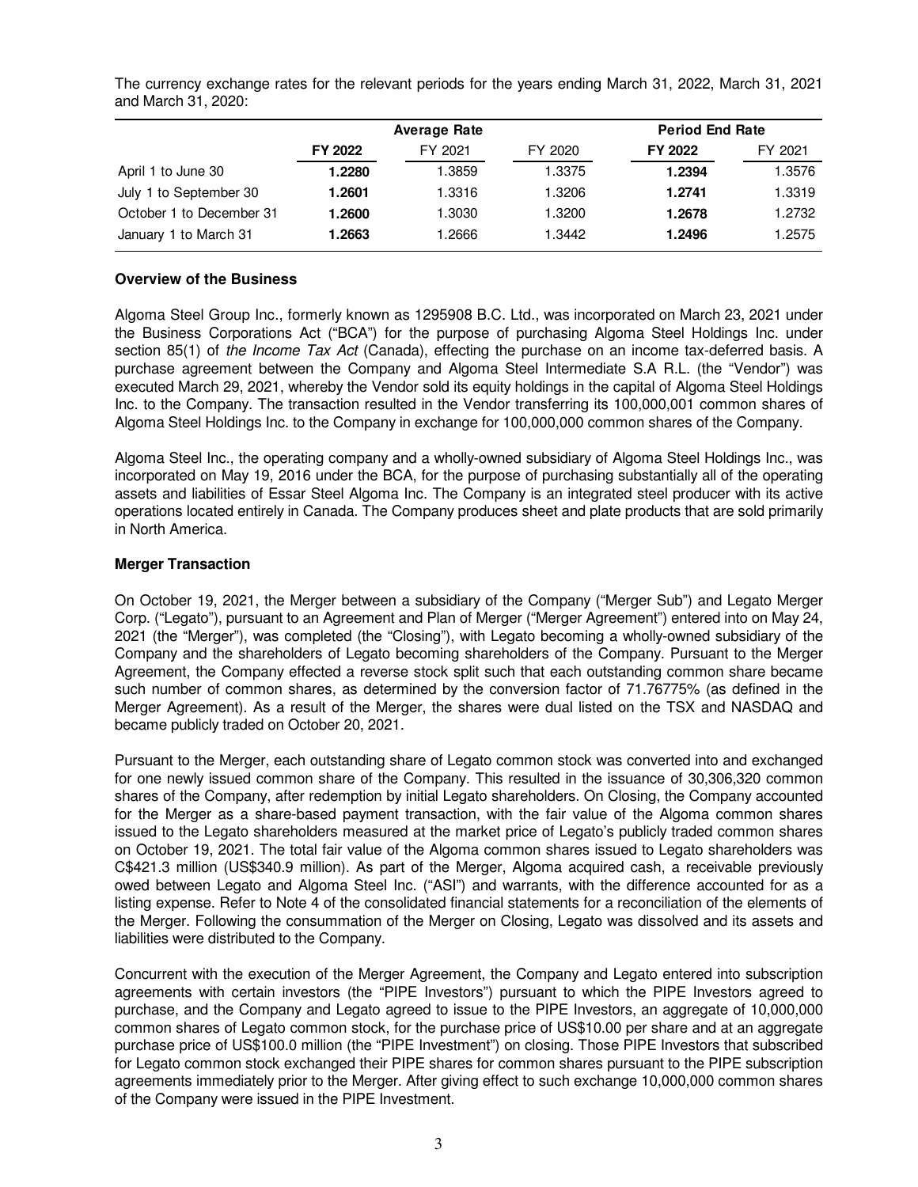The currency exchange rates for the relevant periods for the years ending March 31, 2022, March 31, 2021 and March 31, 2020:

| | Average Rate | | | Period End Rate | |
|---|---|---|---|---|---|
| | **FY 2022** | FY 2021 | FY 2020 | **FY 2022** | FY 2021 |
| April 1 to June 30 | **1.2280** | 1.3859 | 1.3375 | **1.2394** | 1.3576 |
| July 1 to September 30 | **1.2601** | 1.3316 | 1.3206 | **1.2741** | 1.3319 |
| October 1 to December 31 | **1.2600** | 1.3030 | 1.3200 | **1.2678** | 1.2732 |
| January 1 to March 31 | **1.2663** | 1.2666 | 1.3442 | **1.2496** | 1.2575 |

**Overview of the Business**

Algoma Steel Group Inc., formerly known as 1295908 B.C. Ltd., was incorporated on March 23, 2021 under the Business Corporations Act ("BCA") for the purpose of purchasing Algoma Steel Holdings Inc. under section 85(1) of *the Income Tax Act* (Canada), effecting the purchase on an income tax-deferred basis. A purchase agreement between the Company and Algoma Steel Intermediate S.A R.L. (the "Vendor") was executed March 29, 2021, whereby the Vendor sold its equity holdings in the capital of Algoma Steel Holdings Inc. to the Company. The transaction resulted in the Vendor transferring its 100,000,001 common shares of Algoma Steel Holdings Inc. to the Company in exchange for 100,000,000 common shares of the Company.

Algoma Steel Inc., the operating company and a wholly-owned subsidiary of Algoma Steel Holdings Inc., was incorporated on May 19, 2016 under the BCA, for the purpose of purchasing substantially all of the operating assets and liabilities of Essar Steel Algoma Inc. The Company is an integrated steel producer with its active operations located entirely in Canada. The Company produces sheet and plate products that are sold primarily in North America.

**Merger Transaction**

On October 19, 2021, the Merger between a subsidiary of the Company ("Merger Sub") and Legato Merger Corp. ("Legato"), pursuant to an Agreement and Plan of Merger ("Merger Agreement") entered into on May 24, 2021 (the "Merger"), was completed (the "Closing"), with Legato becoming a wholly-owned subsidiary of the Company and the shareholders of Legato becoming shareholders of the Company. Pursuant to the Merger Agreement, the Company effected a reverse stock split such that each outstanding common share became such number of common shares, as determined by the conversion factor of 71.76775% (as defined in the Merger Agreement). As a result of the Merger, the shares were dual listed on the TSX and NASDAQ and became publicly traded on October 20, 2021.

Pursuant to the Merger, each outstanding share of Legato common stock was converted into and exchanged for one newly issued common share of the Company. This resulted in the issuance of 30,306,320 common shares of the Company, after redemption by initial Legato shareholders. On Closing, the Company accounted for the Merger as a share-based payment transaction, with the fair value of the Algoma common shares issued to the Legato shareholders measured at the market price of Legato's publicly traded common shares on October 19, 2021. The total fair value of the Algoma common shares issued to Legato shareholders was C$421.3 million (US$340.9 million). As part of the Merger, Algoma acquired cash, a receivable previously owed between Legato and Algoma Steel Inc. ("ASI") and warrants, with the difference accounted for as a listing expense. Refer to Note 4 of the consolidated financial statements for a reconciliation of the elements of the Merger. Following the consummation of the Merger on Closing, Legato was dissolved and its assets and liabilities were distributed to the Company.

Concurrent with the execution of the Merger Agreement, the Company and Legato entered into subscription agreements with certain investors (the "PIPE Investors") pursuant to which the PIPE Investors agreed to purchase, and the Company and Legato agreed to issue to the PIPE Investors, an aggregate of 10,000,000 common shares of Legato common stock, for the purchase price of US$10.00 per share and at an aggregate purchase price of US$100.0 million (the "PIPE Investment") on closing. Those PIPE Investors that subscribed for Legato common stock exchanged their PIPE shares for common shares pursuant to the PIPE subscription agreements immediately prior to the Merger. After giving effect to such exchange 10,000,000 common shares of the Company were issued in the PIPE Investment.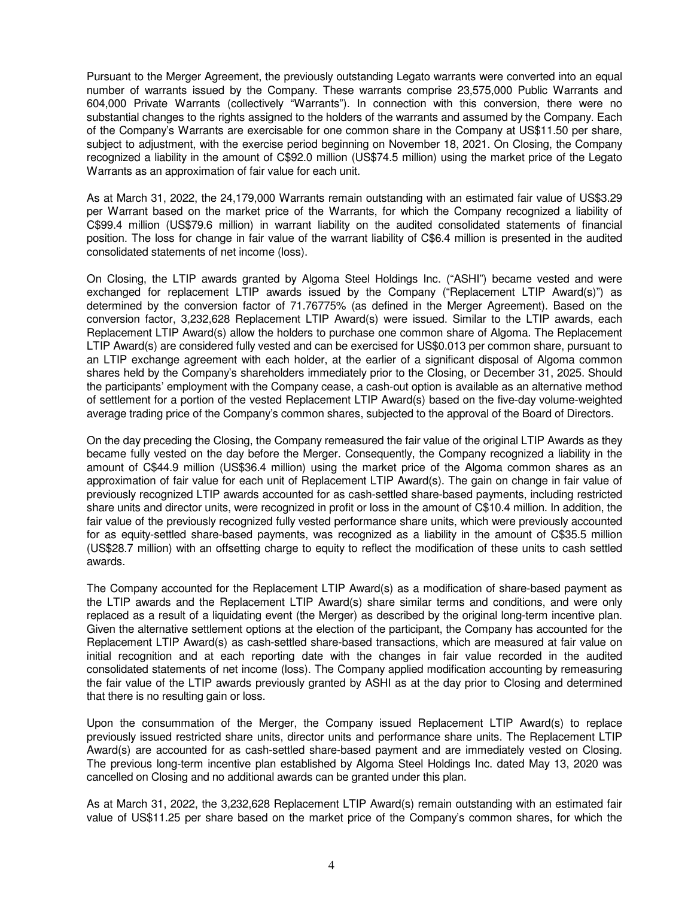Pursuant to the Merger Agreement, the previously outstanding Legato warrants were converted into an equal number of warrants issued by the Company. These warrants comprise 23,575,000 Public Warrants and 604,000 Private Warrants (collectively "Warrants"). In connection with this conversion, there were no substantial changes to the rights assigned to the holders of the warrants and assumed by the Company. Each of the Company's Warrants are exercisable for one common share in the Company at US$11.50 per share, subject to adjustment, with the exercise period beginning on November 18, 2021. On Closing, the Company recognized a liability in the amount of C$92.0 million (US$74.5 million) using the market price of the Legato Warrants as an approximation of fair value for each unit.

As at March 31, 2022, the 24,179,000 Warrants remain outstanding with an estimated fair value of US$3.29 per Warrant based on the market price of the Warrants, for which the Company recognized a liability of C$99.4 million (US$79.6 million) in warrant liability on the audited consolidated statements of financial position. The loss for change in fair value of the warrant liability of C$6.4 million is presented in the audited consolidated statements of net income (loss).

On Closing, the LTIP awards granted by Algoma Steel Holdings Inc. ("ASHI") became vested and were exchanged for replacement LTIP awards issued by the Company ("Replacement LTIP Award(s)") as determined by the conversion factor of 71.76775% (as defined in the Merger Agreement). Based on the conversion factor, 3,232,628 Replacement LTIP Award(s) were issued. Similar to the LTIP awards, each Replacement LTIP Award(s) allow the holders to purchase one common share of Algoma. The Replacement LTIP Award(s) are considered fully vested and can be exercised for US$0.013 per common share, pursuant to an LTIP exchange agreement with each holder, at the earlier of a significant disposal of Algoma common shares held by the Company's shareholders immediately prior to the Closing, or December 31, 2025. Should the participants' employment with the Company cease, a cash-out option is available as an alternative method of settlement for a portion of the vested Replacement LTIP Award(s) based on the five-day volume-weighted average trading price of the Company's common shares, subjected to the approval of the Board of Directors.

On the day preceding the Closing, the Company remeasured the fair value of the original LTIP Awards as they became fully vested on the day before the Merger. Consequently, the Company recognized a liability in the amount of C$44.9 million (US$36.4 million) using the market price of the Algoma common shares as an approximation of fair value for each unit of Replacement LTIP Award(s). The gain on change in fair value of previously recognized LTIP awards accounted for as cash-settled share-based payments, including restricted share units and director units, were recognized in profit or loss in the amount of C$10.4 million. In addition, the fair value of the previously recognized fully vested performance share units, which were previously accounted for as equity-settled share-based payments, was recognized as a liability in the amount of C$35.5 million (US$28.7 million) with an offsetting charge to equity to reflect the modification of these units to cash settled awards.

The Company accounted for the Replacement LTIP Award(s) as a modification of share-based payment as the LTIP awards and the Replacement LTIP Award(s) share similar terms and conditions, and were only replaced as a result of a liquidating event (the Merger) as described by the original long-term incentive plan. Given the alternative settlement options at the election of the participant, the Company has accounted for the Replacement LTIP Award(s) as cash-settled share-based transactions, which are measured at fair value on initial recognition and at each reporting date with the changes in fair value recorded in the audited consolidated statements of net income (loss). The Company applied modification accounting by remeasuring the fair value of the LTIP awards previously granted by ASHI as at the day prior to Closing and determined that there is no resulting gain or loss.

Upon the consummation of the Merger, the Company issued Replacement LTIP Award(s) to replace previously issued restricted share units, director units and performance share units. The Replacement LTIP Award(s) are accounted for as cash-settled share-based payment and are immediately vested on Closing. The previous long-term incentive plan established by Algoma Steel Holdings Inc. dated May 13, 2020 was cancelled on Closing and no additional awards can be granted under this plan.

As at March 31, 2022, the 3,232,628 Replacement LTIP Award(s) remain outstanding with an estimated fair value of US$11.25 per share based on the market price of the Company's common shares, for which the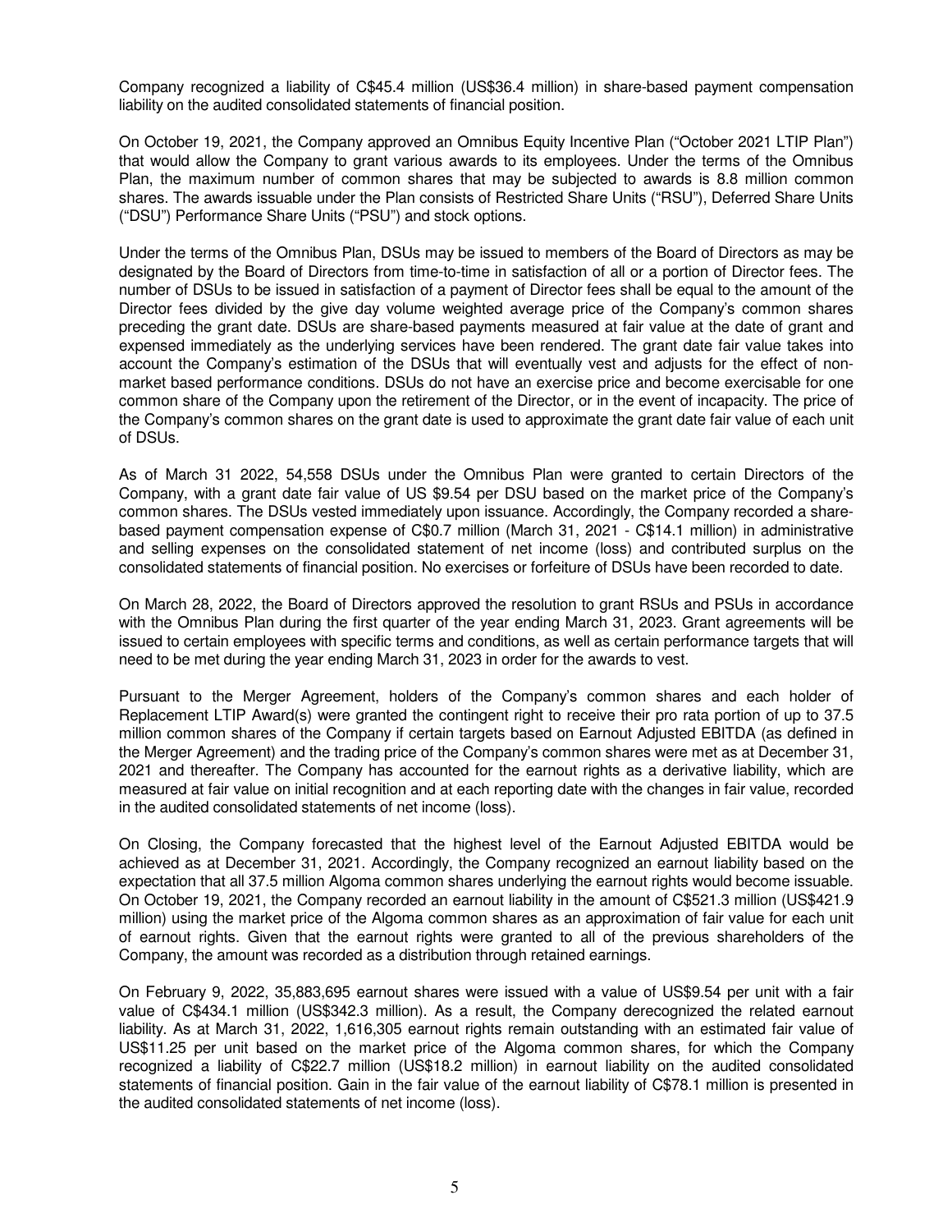Company recognized a liability of C$45.4 million (US$36.4 million) in share-based payment compensation liability on the audited consolidated statements of financial position.

On October 19, 2021, the Company approved an Omnibus Equity Incentive Plan ("October 2021 LTIP Plan") that would allow the Company to grant various awards to its employees. Under the terms of the Omnibus Plan, the maximum number of common shares that may be subjected to awards is 8.8 million common shares. The awards issuable under the Plan consists of Restricted Share Units ("RSU"), Deferred Share Units ("DSU") Performance Share Units ("PSU") and stock options.

Under the terms of the Omnibus Plan, DSUs may be issued to members of the Board of Directors as may be designated by the Board of Directors from time-to-time in satisfaction of all or a portion of Director fees. The number of DSUs to be issued in satisfaction of a payment of Director fees shall be equal to the amount of the Director fees divided by the give day volume weighted average price of the Company's common shares preceding the grant date. DSUs are share-based payments measured at fair value at the date of grant and expensed immediately as the underlying services have been rendered. The grant date fair value takes into account the Company's estimation of the DSUs that will eventually vest and adjusts for the effect of non-market based performance conditions. DSUs do not have an exercise price and become exercisable for one common share of the Company upon the retirement of the Director, or in the event of incapacity. The price of the Company's common shares on the grant date is used to approximate the grant date fair value of each unit of DSUs.

As of March 31 2022, 54,558 DSUs under the Omnibus Plan were granted to certain Directors of the Company, with a grant date fair value of US $9.54 per DSU based on the market price of the Company's common shares. The DSUs vested immediately upon issuance. Accordingly, the Company recorded a share-based payment compensation expense of C$0.7 million (March 31, 2021 - C$14.1 million) in administrative and selling expenses on the consolidated statement of net income (loss) and contributed surplus on the consolidated statements of financial position. No exercises or forfeiture of DSUs have been recorded to date.

On March 28, 2022, the Board of Directors approved the resolution to grant RSUs and PSUs in accordance with the Omnibus Plan during the first quarter of the year ending March 31, 2023. Grant agreements will be issued to certain employees with specific terms and conditions, as well as certain performance targets that will need to be met during the year ending March 31, 2023 in order for the awards to vest.

Pursuant to the Merger Agreement, holders of the Company's common shares and each holder of Replacement LTIP Award(s) were granted the contingent right to receive their pro rata portion of up to 37.5 million common shares of the Company if certain targets based on Earnout Adjusted EBITDA (as defined in the Merger Agreement) and the trading price of the Company's common shares were met as at December 31, 2021 and thereafter. The Company has accounted for the earnout rights as a derivative liability, which are measured at fair value on initial recognition and at each reporting date with the changes in fair value, recorded in the audited consolidated statements of net income (loss).

On Closing, the Company forecasted that the highest level of the Earnout Adjusted EBITDA would be achieved as at December 31, 2021. Accordingly, the Company recognized an earnout liability based on the expectation that all 37.5 million Algoma common shares underlying the earnout rights would become issuable. On October 19, 2021, the Company recorded an earnout liability in the amount of C$521.3 million (US$421.9 million) using the market price of the Algoma common shares as an approximation of fair value for each unit of earnout rights. Given that the earnout rights were granted to all of the previous shareholders of the Company, the amount was recorded as a distribution through retained earnings.

On February 9, 2022, 35,883,695 earnout shares were issued with a value of US$9.54 per unit with a fair value of C$434.1 million (US$342.3 million). As a result, the Company derecognized the related earnout liability. As at March 31, 2022, 1,616,305 earnout rights remain outstanding with an estimated fair value of US$11.25 per unit based on the market price of the Algoma common shares, for which the Company recognized a liability of C$22.7 million (US$18.2 million) in earnout liability on the audited consolidated statements of financial position. Gain in the fair value of the earnout liability of C$78.1 million is presented in the audited consolidated statements of net income (loss).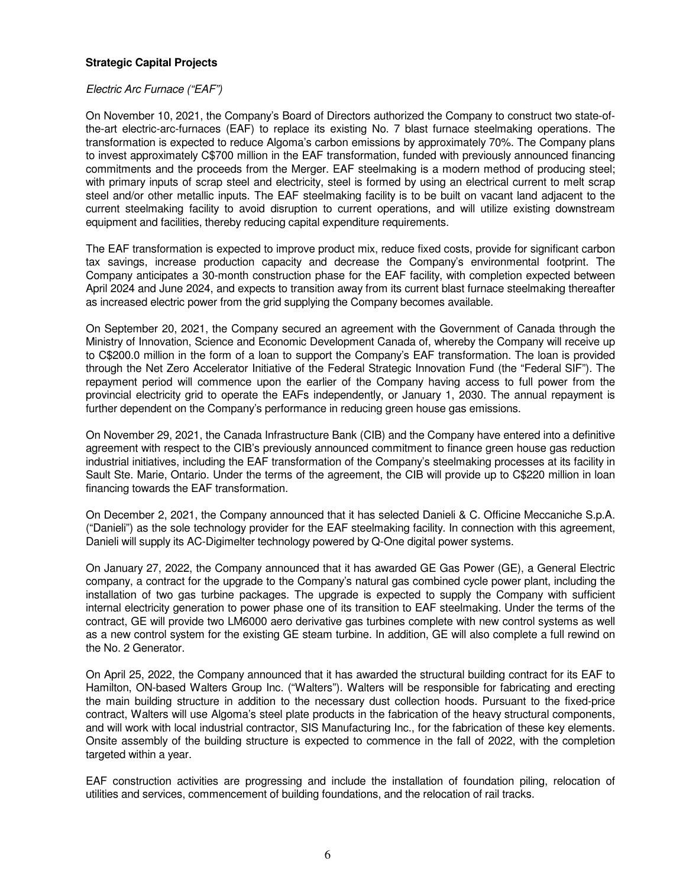**Strategic Capital Projects**

*Electric Arc Furnace ("EAF")*

On November 10, 2021, the Company's Board of Directors authorized the Company to construct two state-of-the-art electric-arc-furnaces (EAF) to replace its existing No. 7 blast furnace steelmaking operations. The transformation is expected to reduce Algoma's carbon emissions by approximately 70%. The Company plans to invest approximately C$700 million in the EAF transformation, funded with previously announced financing commitments and the proceeds from the Merger. EAF steelmaking is a modern method of producing steel; with primary inputs of scrap steel and electricity, steel is formed by using an electrical current to melt scrap steel and/or other metallic inputs. The EAF steelmaking facility is to be built on vacant land adjacent to the current steelmaking facility to avoid disruption to current operations, and will utilize existing downstream equipment and facilities, thereby reducing capital expenditure requirements.

The EAF transformation is expected to improve product mix, reduce fixed costs, provide for significant carbon tax savings, increase production capacity and decrease the Company's environmental footprint. The Company anticipates a 30-month construction phase for the EAF facility, with completion expected between April 2024 and June 2024, and expects to transition away from its current blast furnace steelmaking thereafter as increased electric power from the grid supplying the Company becomes available.

On September 20, 2021, the Company secured an agreement with the Government of Canada through the Ministry of Innovation, Science and Economic Development Canada of, whereby the Company will receive up to C$200.0 million in the form of a loan to support the Company's EAF transformation. The loan is provided through the Net Zero Accelerator Initiative of the Federal Strategic Innovation Fund (the "Federal SIF"). The repayment period will commence upon the earlier of the Company having access to full power from the provincial electricity grid to operate the EAFs independently, or January 1, 2030. The annual repayment is further dependent on the Company's performance in reducing green house gas emissions.

On November 29, 2021, the Canada Infrastructure Bank (CIB) and the Company have entered into a definitive agreement with respect to the CIB's previously announced commitment to finance green house gas reduction industrial initiatives, including the EAF transformation of the Company's steelmaking processes at its facility in Sault Ste. Marie, Ontario. Under the terms of the agreement, the CIB will provide up to C$220 million in loan financing towards the EAF transformation.

On December 2, 2021, the Company announced that it has selected Danieli & C. Officine Meccaniche S.p.A. ("Danieli") as the sole technology provider for the EAF steelmaking facility. In connection with this agreement, Danieli will supply its AC-Digimelter technology powered by Q-One digital power systems.

On January 27, 2022, the Company announced that it has awarded GE Gas Power (GE), a General Electric company, a contract for the upgrade to the Company's natural gas combined cycle power plant, including the installation of two gas turbine packages. The upgrade is expected to supply the Company with sufficient internal electricity generation to power phase one of its transition to EAF steelmaking. Under the terms of the contract, GE will provide two LM6000 aero derivative gas turbines complete with new control systems as well as a new control system for the existing GE steam turbine. In addition, GE will also complete a full rewind on the No. 2 Generator.

On April 25, 2022, the Company announced that it has awarded the structural building contract for its EAF to Hamilton, ON-based Walters Group Inc. ("Walters"). Walters will be responsible for fabricating and erecting the main building structure in addition to the necessary dust collection hoods. Pursuant to the fixed-price contract, Walters will use Algoma's steel plate products in the fabrication of the heavy structural components, and will work with local industrial contractor, SIS Manufacturing Inc., for the fabrication of these key elements. Onsite assembly of the building structure is expected to commence in the fall of 2022, with the completion targeted within a year.

EAF construction activities are progressing and include the installation of foundation piling, relocation of utilities and services, commencement of building foundations, and the relocation of rail tracks.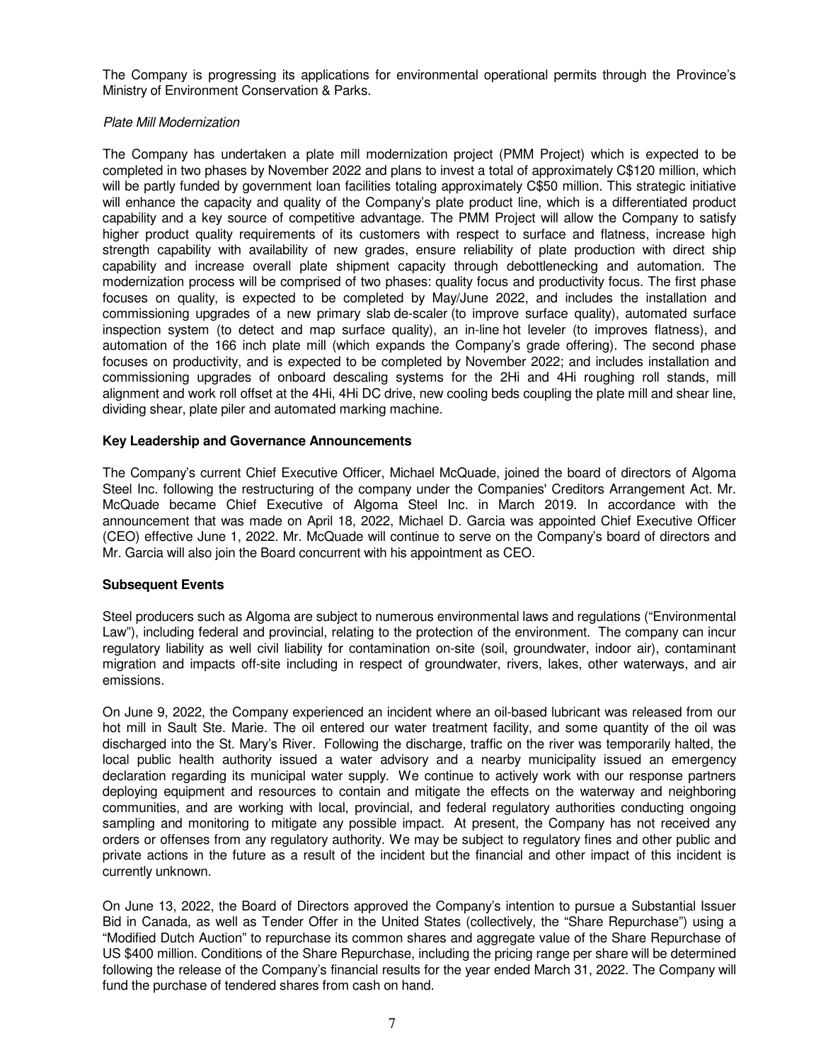The Company is progressing its applications for environmental operational permits through the Province's Ministry of Environment Conservation & Parks.

*Plate Mill Modernization*

The Company has undertaken a plate mill modernization project (PMM Project) which is expected to be completed in two phases by November 2022 and plans to invest a total of approximately C$120 million, which will be partly funded by government loan facilities totaling approximately C$50 million. This strategic initiative will enhance the capacity and quality of the Company's plate product line, which is a differentiated product capability and a key source of competitive advantage. The PMM Project will allow the Company to satisfy higher product quality requirements of its customers with respect to surface and flatness, increase high strength capability with availability of new grades, ensure reliability of plate production with direct ship capability and increase overall plate shipment capacity through debottlenecking and automation. The modernization process will be comprised of two phases: quality focus and productivity focus. The first phase focuses on quality, is expected to be completed by May/June 2022, and includes the installation and commissioning upgrades of a new primary slab de-scaler (to improve surface quality), automated surface inspection system (to detect and map surface quality), an in-line hot leveler (to improves flatness), and automation of the 166 inch plate mill (which expands the Company's grade offering). The second phase focuses on productivity, and is expected to be completed by November 2022; and includes installation and commissioning upgrades of onboard descaling systems for the 2Hi and 4Hi roughing roll stands, mill alignment and work roll offset at the 4Hi, 4Hi DC drive, new cooling beds coupling the plate mill and shear line, dividing shear, plate piler and automated marking machine.

**Key Leadership and Governance Announcements**

The Company's current Chief Executive Officer, Michael McQuade, joined the board of directors of Algoma Steel Inc. following the restructuring of the company under the Companies' Creditors Arrangement Act. Mr. McQuade became Chief Executive of Algoma Steel Inc. in March 2019. In accordance with the announcement that was made on April 18, 2022, Michael D. Garcia was appointed Chief Executive Officer (CEO) effective June 1, 2022. Mr. McQuade will continue to serve on the Company's board of directors and Mr. Garcia will also join the Board concurrent with his appointment as CEO.

**Subsequent Events**

Steel producers such as Algoma are subject to numerous environmental laws and regulations ("Environmental Law"), including federal and provincial, relating to the protection of the environment. The company can incur regulatory liability as well civil liability for contamination on-site (soil, groundwater, indoor air), contaminant migration and impacts off-site including in respect of groundwater, rivers, lakes, other waterways, and air emissions.

On June 9, 2022, the Company experienced an incident where an oil-based lubricant was released from our hot mill in Sault Ste. Marie. The oil entered our water treatment facility, and some quantity of the oil was discharged into the St. Mary's River. Following the discharge, traffic on the river was temporarily halted, the local public health authority issued a water advisory and a nearby municipality issued an emergency declaration regarding its municipal water supply. We continue to actively work with our response partners deploying equipment and resources to contain and mitigate the effects on the waterway and neighboring communities, and are working with local, provincial, and federal regulatory authorities conducting ongoing sampling and monitoring to mitigate any possible impact. At present, the Company has not received any orders or offenses from any regulatory authority. We may be subject to regulatory fines and other public and private actions in the future as a result of the incident but the financial and other impact of this incident is currently unknown.

On June 13, 2022, the Board of Directors approved the Company's intention to pursue a Substantial Issuer Bid in Canada, as well as Tender Offer in the United States (collectively, the "Share Repurchase") using a "Modified Dutch Auction" to repurchase its common shares and aggregate value of the Share Repurchase of US $400 million. Conditions of the Share Repurchase, including the pricing range per share will be determined following the release of the Company's financial results for the year ended March 31, 2022. The Company will fund the purchase of tendered shares from cash on hand.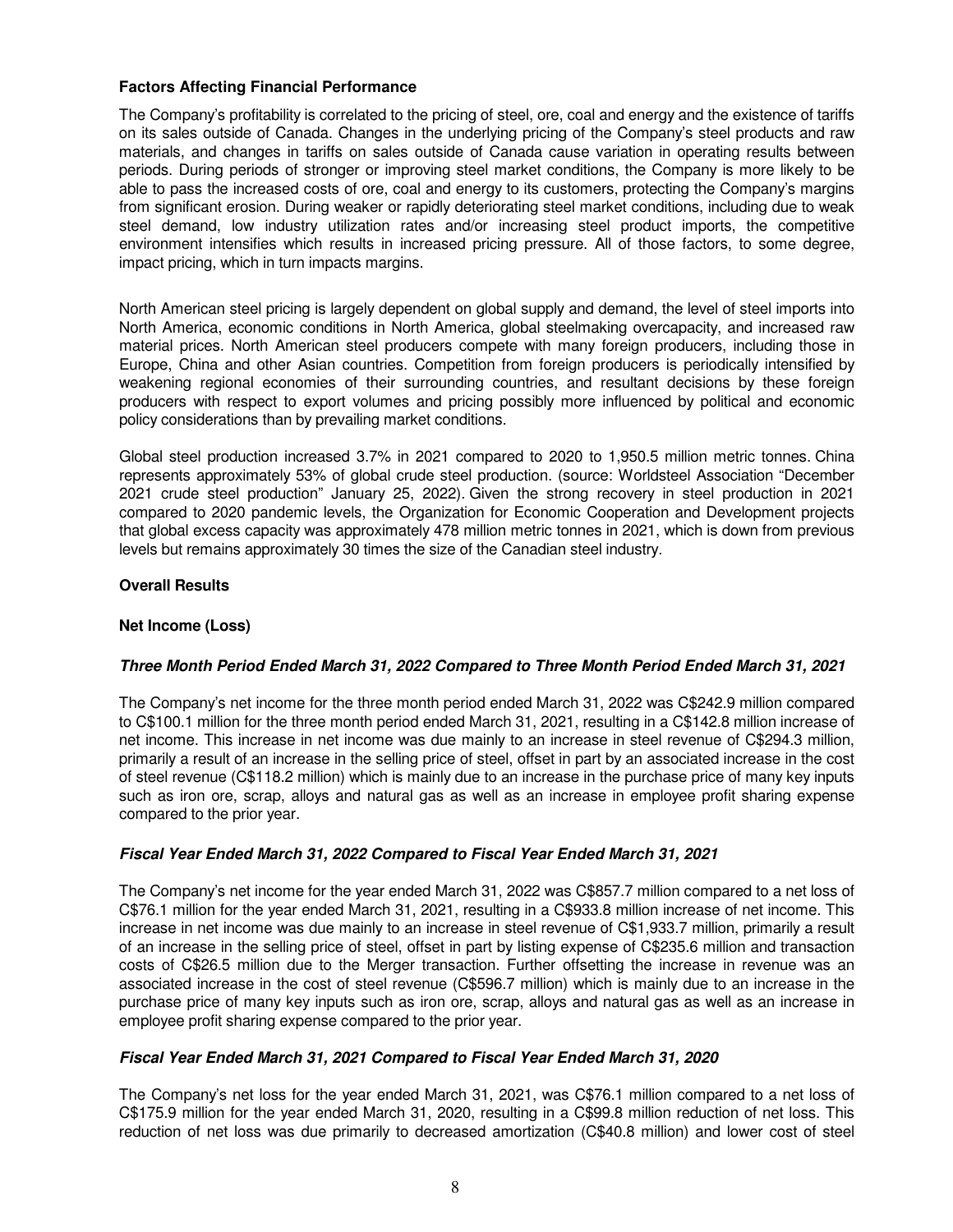**Factors Affecting Financial Performance**

The Company's profitability is correlated to the pricing of steel, ore, coal and energy and the existence of tariffs on its sales outside of Canada. Changes in the underlying pricing of the Company's steel products and raw materials, and changes in tariffs on sales outside of Canada cause variation in operating results between periods. During periods of stronger or improving steel market conditions, the Company is more likely to be able to pass the increased costs of ore, coal and energy to its customers, protecting the Company's margins from significant erosion. During weaker or rapidly deteriorating steel market conditions, including due to weak steel demand, low industry utilization rates and/or increasing steel product imports, the competitive environment intensifies which results in increased pricing pressure. All of those factors, to some degree, impact pricing, which in turn impacts margins.

North American steel pricing is largely dependent on global supply and demand, the level of steel imports into North America, economic conditions in North America, global steelmaking overcapacity, and increased raw material prices. North American steel producers compete with many foreign producers, including those in Europe, China and other Asian countries. Competition from foreign producers is periodically intensified by weakening regional economies of their surrounding countries, and resultant decisions by these foreign producers with respect to export volumes and pricing possibly more influenced by political and economic policy considerations than by prevailing market conditions.

Global steel production increased 3.7% in 2021 compared to 2020 to 1,950.5 million metric tonnes. China represents approximately 53% of global crude steel production. (source: Worldsteel Association "December 2021 crude steel production" January 25, 2022). Given the strong recovery in steel production in 2021 compared to 2020 pandemic levels, the Organization for Economic Cooperation and Development projects that global excess capacity was approximately 478 million metric tonnes in 2021, which is down from previous levels but remains approximately 30 times the size of the Canadian steel industry.

**Overall Results**

**Net Income (Loss)**

***Three Month Period Ended March 31, 2022 Compared to Three Month Period Ended March 31, 2021***

The Company's net income for the three month period ended March 31, 2022 was C$242.9 million compared to C$100.1 million for the three month period ended March 31, 2021, resulting in a C$142.8 million increase of net income. This increase in net income was due mainly to an increase in steel revenue of C$294.3 million, primarily a result of an increase in the selling price of steel, offset in part by an associated increase in the cost of steel revenue (C$118.2 million) which is mainly due to an increase in the purchase price of many key inputs such as iron ore, scrap, alloys and natural gas as well as an increase in employee profit sharing expense compared to the prior year.

***Fiscal Year Ended March 31, 2022 Compared to Fiscal Year Ended March 31, 2021***

The Company's net income for the year ended March 31, 2022 was C$857.7 million compared to a net loss of C$76.1 million for the year ended March 31, 2021, resulting in a C$933.8 million increase of net income. This increase in net income was due mainly to an increase in steel revenue of C$1,933.7 million, primarily a result of an increase in the selling price of steel, offset in part by listing expense of C$235.6 million and transaction costs of C$26.5 million due to the Merger transaction. Further offsetting the increase in revenue was an associated increase in the cost of steel revenue (C$596.7 million) which is mainly due to an increase in the purchase price of many key inputs such as iron ore, scrap, alloys and natural gas as well as an increase in employee profit sharing expense compared to the prior year.

***Fiscal Year Ended March 31, 2021 Compared to Fiscal Year Ended March 31, 2020***

The Company's net loss for the year ended March 31, 2021, was C$76.1 million compared to a net loss of C$175.9 million for the year ended March 31, 2020, resulting in a C$99.8 million reduction of net loss. This reduction of net loss was due primarily to decreased amortization (C$40.8 million) and lower cost of steel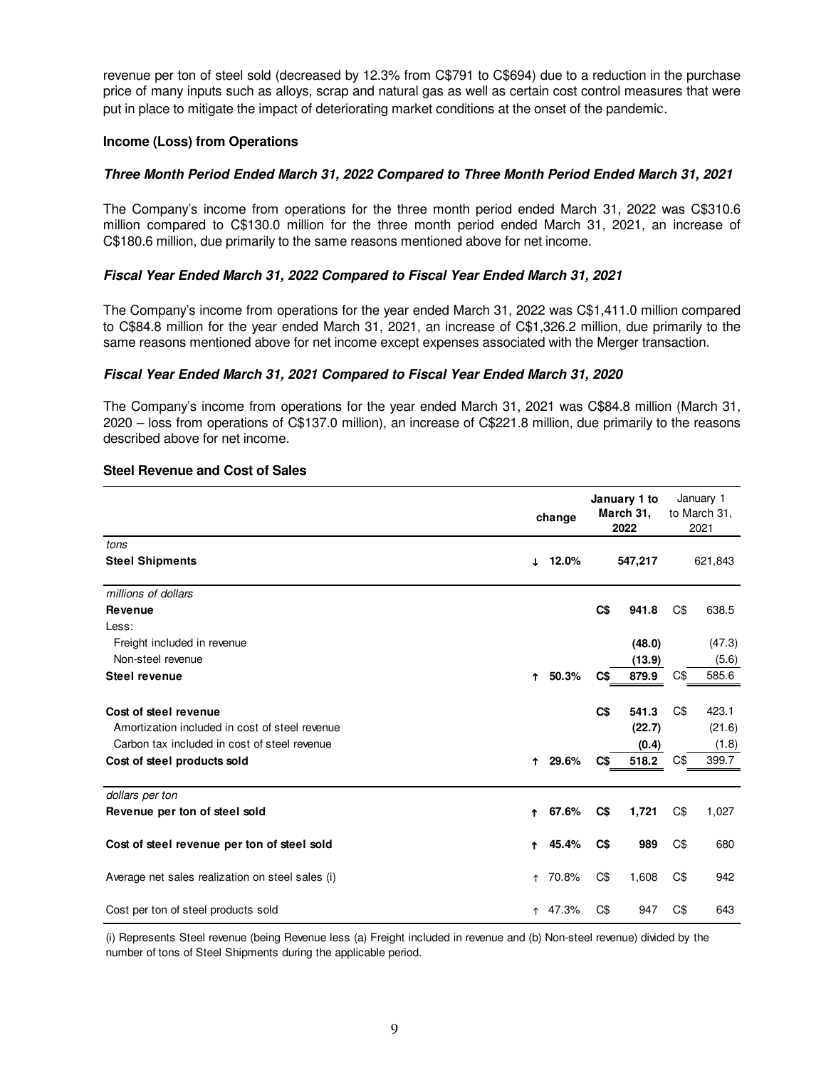revenue per ton of steel sold (decreased by 12.3% from C$791 to C$694) due to a reduction in the purchase price of many inputs such as alloys, scrap and natural gas as well as certain cost control measures that were put in place to mitigate the impact of deteriorating market conditions at the onset of the pandemic.

**Income (Loss) from Operations**

***Three Month Period Ended March 31, 2022 Compared to Three Month Period Ended March 31, 2021***

The Company's income from operations for the three month period ended March 31, 2022 was C$310.6 million compared to C$130.0 million for the three month period ended March 31, 2021, an increase of C$180.6 million, due primarily to the same reasons mentioned above for net income.

***Fiscal Year Ended March 31, 2022 Compared to Fiscal Year Ended March 31, 2021***

The Company's income from operations for the year ended March 31, 2022 was C$1,411.0 million compared to C$84.8 million for the year ended March 31, 2021, an increase of C$1,326.2 million, due primarily to the same reasons mentioned above for net income except expenses associated with the Merger transaction.

***Fiscal Year Ended March 31, 2021 Compared to Fiscal Year Ended March 31, 2020***

The Company's income from operations for the year ended March 31, 2021 was C$84.8 million (March 31, 2020 – loss from operations of C$137.0 million), an increase of C$221.8 million, due primarily to the reasons described above for net income.

**Steel Revenue and Cost of Sales**

| | change | January 1 to March 31, 2022 | January 1 to March 31, 2021 |
|---|---|---|---|
| *tons* | | | |
| **Steel Shipments** | ↓ **12.0%** | **547,217** | 621,843 |
| *millions of dollars* | | | |
| **Revenue** | | **C$ 941.8** | C$ 638.5 |
| Less: | | | |
| Freight included in revenue | | **(48.0)** | (47.3) |
| Non-steel revenue | | **(13.9)** | (5.6) |
| **Steel revenue** | ↑ **50.3%** | **C$ 879.9** | C$ 585.6 |
| **Cost of steel revenue** | | **C$ 541.3** | C$ 423.1 |
| Amortization included in cost of steel revenue | | **(22.7)** | (21.6) |
| Carbon tax included in cost of steel revenue | | **(0.4)** | (1.8) |
| **Cost of steel products sold** | ↑ **29.6%** | **C$ 518.2** | C$ 399.7 |
| *dollars per ton* | | | |
| **Revenue per ton of steel sold** | ↑ **67.6%** | **C$ 1,721** | C$ 1,027 |
| **Cost of steel revenue per ton of steel sold** | ↑ **45.4%** | **C$ 989** | C$ 680 |
| Average net sales realization on steel sales (i) | ↑ 70.8% | C$ 1,608 | C$ 942 |
| Cost per ton of steel products sold | ↑ 47.3% | C$ 947 | C$ 643 |

(i) Represents Steel revenue (being Revenue less (a) Freight included in revenue and (b) Non-steel revenue) divided by the number of tons of Steel Shipments during the applicable period.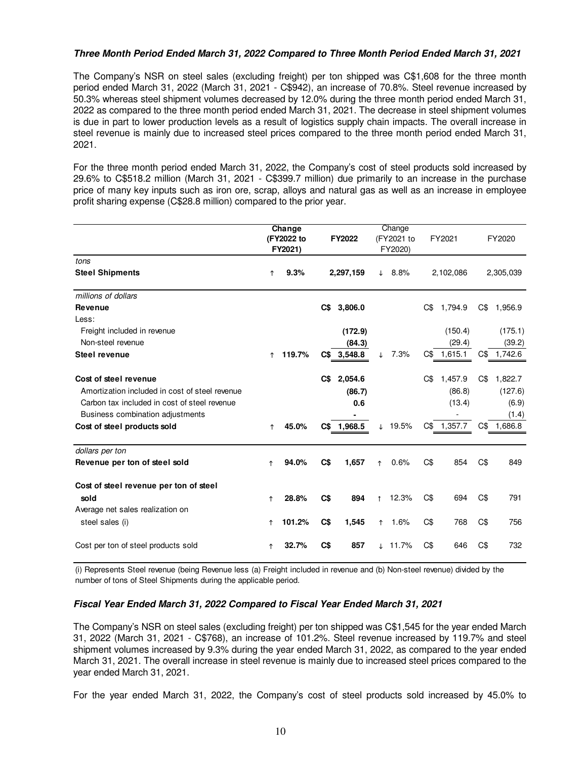***Three Month Period Ended March 31, 2022 Compared to Three Month Period Ended March 31, 2021***

The Company's NSR on steel sales (excluding freight) per ton shipped was C$1,608 for the three month period ended March 31, 2022 (March 31, 2021 - C$942), an increase of 70.8%. Steel revenue increased by 50.3% whereas steel shipment volumes decreased by 12.0% during the three month period ended March 31, 2022 as compared to the three month period ended March 31, 2021. The decrease in steel shipment volumes is due in part to lower production levels as a result of logistics supply chain impacts. The overall increase in steel revenue is mainly due to increased steel prices compared to the three month period ended March 31, 2021.

For the three month period ended March 31, 2022, the Company's cost of steel products sold increased by 29.6% to C$518.2 million (March 31, 2021 - C$399.7 million) due primarily to an increase in the purchase price of many key inputs such as iron ore, scrap, alloys and natural gas as well as an increase in employee profit sharing expense (C$28.8 million) compared to the prior year.

| | **Change (FY2022 to FY2021)** | **FY2022** | Change (FY2021 to FY2020) | FY2021 | FY2020 |
|---|---|---|---|---|---|
| *tons* | | | | | |
| **Steel Shipments** | ↑ **9.3%** | **2,297,159** | ↓ 8.8% | 2,102,086 | 2,305,039 |
| *millions of dollars* | | | | | |
| **Revenue** | | **C$ 3,806.0** | | C$ 1,794.9 | C$ 1,956.9 |
| Less: | | | | | |
| Freight included in revenue | | **(172.9)** | | (150.4) | (175.1) |
| Non-steel revenue | | **(84.3)** | | (29.4) | (39.2) |
| **Steel revenue** | ↑ **119.7%** | **C$ 3,548.8** | ↓ 7.3% | C$ 1,615.1 | C$ 1,742.6 |
| **Cost of steel revenue** | | **C$ 2,054.6** | | C$ 1,457.9 | C$ 1,822.7 |
| Amortization included in cost of steel revenue | | **(86.7)** | | (86.8) | (127.6) |
| Carbon tax included in cost of steel revenue | | **0.6** | | (13.4) | (6.9) |
| Business combination adjustments | | **-** | | - | (1.4) |
| **Cost of steel products sold** | ↑ **45.0%** | **C$ 1,968.5** | ↓ 19.5% | C$ 1,357.7 | C$ 1,686.8 |
| *dollars per ton* | | | | | |
| **Revenue per ton of steel sold** | ↑ **94.0%** | **C$ 1,657** | ↑ 0.6% | C$ 854 | C$ 849 |
| **Cost of steel revenue per ton of steel sold** | ↑ **28.8%** | **C$ 894** | ↑ 12.3% | C$ 694 | C$ 791 |
| Average net sales realization on steel sales (i) | ↑ **101.2%** | **C$ 1,545** | ↑ 1.6% | C$ 768 | C$ 756 |
| Cost per ton of steel products sold | ↑ **32.7%** | **C$ 857** | ↓ 11.7% | C$ 646 | C$ 732 |

(i) Represents Steel revenue (being Revenue less (a) Freight included in revenue and (b) Non-steel revenue) divided by the number of tons of Steel Shipments during the applicable period.

***Fiscal Year Ended March 31, 2022 Compared to Fiscal Year Ended March 31, 2021***

The Company's NSR on steel sales (excluding freight) per ton shipped was C$1,545 for the year ended March 31, 2022 (March 31, 2021 - C$768), an increase of 101.2%. Steel revenue increased by 119.7% and steel shipment volumes increased by 9.3% during the year ended March 31, 2022, as compared to the year ended March 31, 2021. The overall increase in steel revenue is mainly due to increased steel prices compared to the year ended March 31, 2021.

For the year ended March 31, 2022, the Company's cost of steel products sold increased by 45.0% to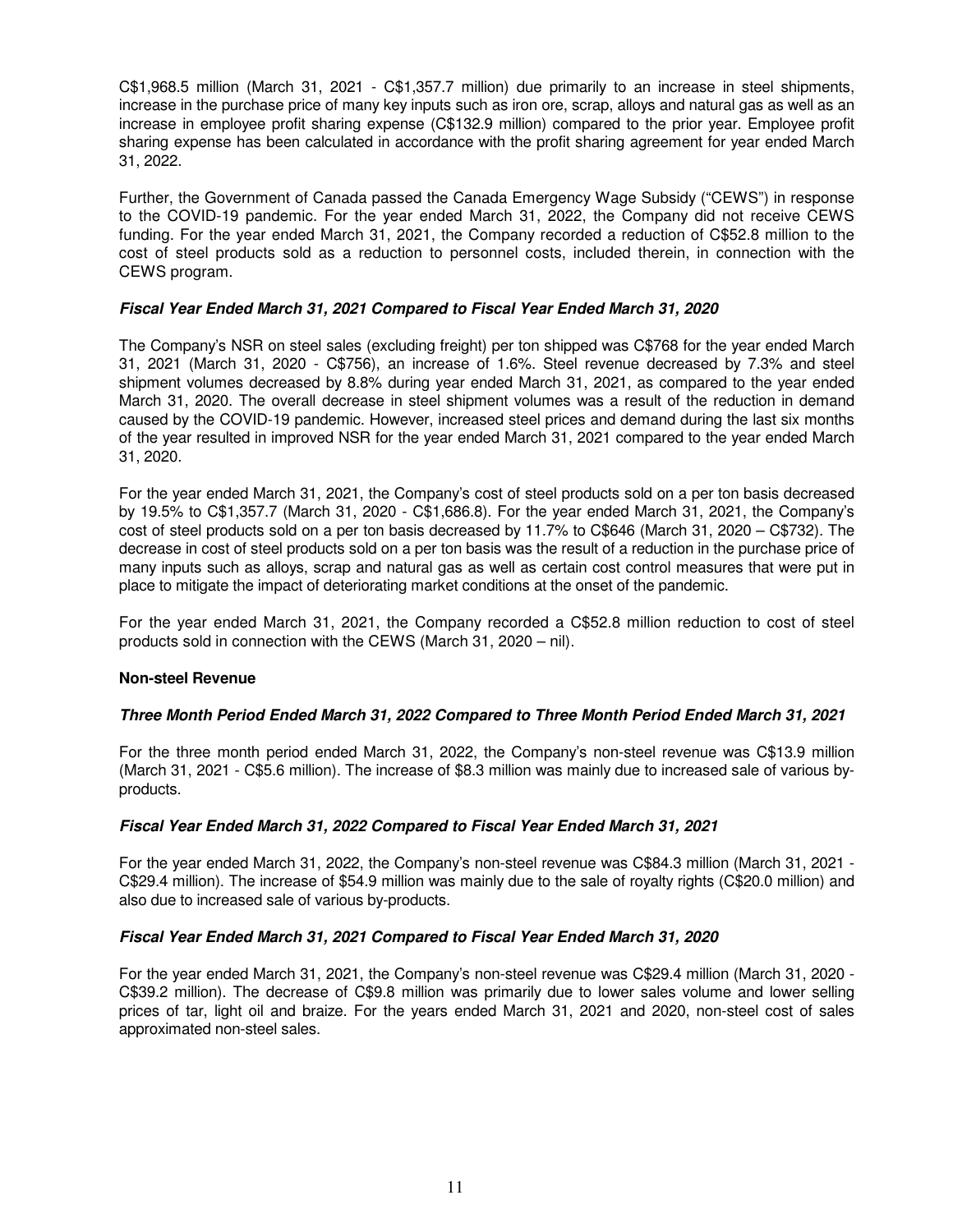C$1,968.5 million (March 31, 2021 - C$1,357.7 million) due primarily to an increase in steel shipments, increase in the purchase price of many key inputs such as iron ore, scrap, alloys and natural gas as well as an increase in employee profit sharing expense (C$132.9 million) compared to the prior year. Employee profit sharing expense has been calculated in accordance with the profit sharing agreement for year ended March 31, 2022.

Further, the Government of Canada passed the Canada Emergency Wage Subsidy ("CEWS") in response to the COVID-19 pandemic. For the year ended March 31, 2022, the Company did not receive CEWS funding. For the year ended March 31, 2021, the Company recorded a reduction of C$52.8 million to the cost of steel products sold as a reduction to personnel costs, included therein, in connection with the CEWS program.

***Fiscal Year Ended March 31, 2021 Compared to Fiscal Year Ended March 31, 2020***

The Company's NSR on steel sales (excluding freight) per ton shipped was C$768 for the year ended March 31, 2021 (March 31, 2020 - C$756), an increase of 1.6%. Steel revenue decreased by 7.3% and steel shipment volumes decreased by 8.8% during year ended March 31, 2021, as compared to the year ended March 31, 2020. The overall decrease in steel shipment volumes was a result of the reduction in demand caused by the COVID-19 pandemic. However, increased steel prices and demand during the last six months of the year resulted in improved NSR for the year ended March 31, 2021 compared to the year ended March 31, 2020.

For the year ended March 31, 2021, the Company's cost of steel products sold on a per ton basis decreased by 19.5% to C$1,357.7 (March 31, 2020 - C$1,686.8). For the year ended March 31, 2021, the Company's cost of steel products sold on a per ton basis decreased by 11.7% to C$646 (March 31, 2020 – C$732). The decrease in cost of steel products sold on a per ton basis was the result of a reduction in the purchase price of many inputs such as alloys, scrap and natural gas as well as certain cost control measures that were put in place to mitigate the impact of deteriorating market conditions at the onset of the pandemic.

For the year ended March 31, 2021, the Company recorded a C$52.8 million reduction to cost of steel products sold in connection with the CEWS (March 31, 2020 – nil).

**Non-steel Revenue**

***Three Month Period Ended March 31, 2022 Compared to Three Month Period Ended March 31, 2021***

For the three month period ended March 31, 2022, the Company's non-steel revenue was C$13.9 million (March 31, 2021 - C$5.6 million). The increase of $8.3 million was mainly due to increased sale of various by-products.

***Fiscal Year Ended March 31, 2022 Compared to Fiscal Year Ended March 31, 2021***

For the year ended March 31, 2022, the Company's non-steel revenue was C$84.3 million (March 31, 2021 - C$29.4 million). The increase of $54.9 million was mainly due to the sale of royalty rights (C$20.0 million) and also due to increased sale of various by-products.

***Fiscal Year Ended March 31, 2021 Compared to Fiscal Year Ended March 31, 2020***

For the year ended March 31, 2021, the Company's non-steel revenue was C$29.4 million (March 31, 2020 - C$39.2 million). The decrease of C$9.8 million was primarily due to lower sales volume and lower selling prices of tar, light oil and braize. For the years ended March 31, 2021 and 2020, non-steel cost of sales approximated non-steel sales.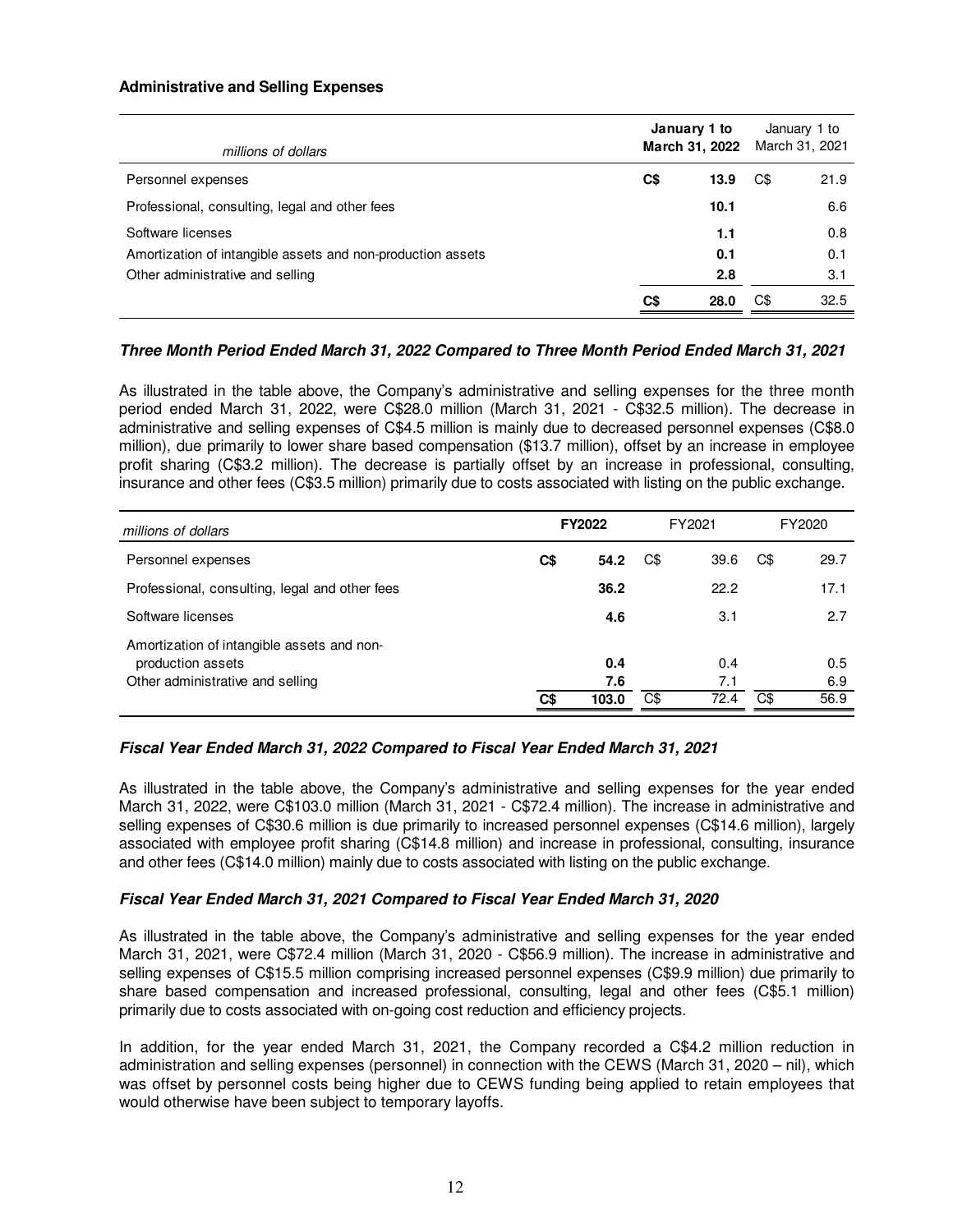### Administrative and Selling Expenses

| *millions of dollars* | **January 1 to March 31, 2022** | January 1 to March 31, 2021 |
|---|---|---|
| Personnel expenses | **C$ 13.9** | C$ 21.9 |
| Professional, consulting, legal and other fees | **10.1** | 6.6 |
| Software licenses | **1.1** | 0.8 |
| Amortization of intangible assets and non-production assets | **0.1** | 0.1 |
| Other administrative and selling | **2.8** | 3.1 |
| | **C$ 28.0** | C$ 32.5 |

***Three Month Period Ended March 31, 2022 Compared to Three Month Period Ended March 31, 2021***

As illustrated in the table above, the Company's administrative and selling expenses for the three month period ended March 31, 2022, were C$28.0 million (March 31, 2021 - C$32.5 million). The decrease in administrative and selling expenses of C$4.5 million is mainly due to decreased personnel expenses (C$8.0 million), due primarily to lower share based compensation ($13.7 million), offset by an increase in employee profit sharing (C$3.2 million). The decrease is partially offset by an increase in professional, consulting, insurance and other fees (C$3.5 million) primarily due to costs associated with listing on the public exchange.

| *millions of dollars* | **FY2022** | FY2021 | FY2020 |
|---|---|---|---|
| Personnel expenses | **C$ 54.2** | C$ 39.6 | C$ 29.7 |
| Professional, consulting, legal and other fees | **36.2** | 22.2 | 17.1 |
| Software licenses | **4.6** | 3.1 | 2.7 |
| Amortization of intangible assets and non-production assets | **0.4** | 0.4 | 0.5 |
| Other administrative and selling | **7.6** | 7.1 | 6.9 |
| | **C$ 103.0** | C$ 72.4 | C$ 56.9 |

***Fiscal Year Ended March 31, 2022 Compared to Fiscal Year Ended March 31, 2021***

As illustrated in the table above, the Company's administrative and selling expenses for the year ended March 31, 2022, were C$103.0 million (March 31, 2021 - C$72.4 million). The increase in administrative and selling expenses of C$30.6 million is due primarily to increased personnel expenses (C$14.6 million), largely associated with employee profit sharing (C$14.8 million) and increase in professional, consulting, insurance and other fees (C$14.0 million) mainly due to costs associated with listing on the public exchange.

***Fiscal Year Ended March 31, 2021 Compared to Fiscal Year Ended March 31, 2020***

As illustrated in the table above, the Company's administrative and selling expenses for the year ended March 31, 2021, were C$72.4 million (March 31, 2020 - C$56.9 million). The increase in administrative and selling expenses of C$15.5 million comprising increased personnel expenses (C$9.9 million) due primarily to share based compensation and increased professional, consulting, legal and other fees (C$5.1 million) primarily due to costs associated with on-going cost reduction and efficiency projects.

In addition, for the year ended March 31, 2021, the Company recorded a C$4.2 million reduction in administration and selling expenses (personnel) in connection with the CEWS (March 31, 2020 – nil), which was offset by personnel costs being higher due to CEWS funding being applied to retain employees that would otherwise have been subject to temporary layoffs.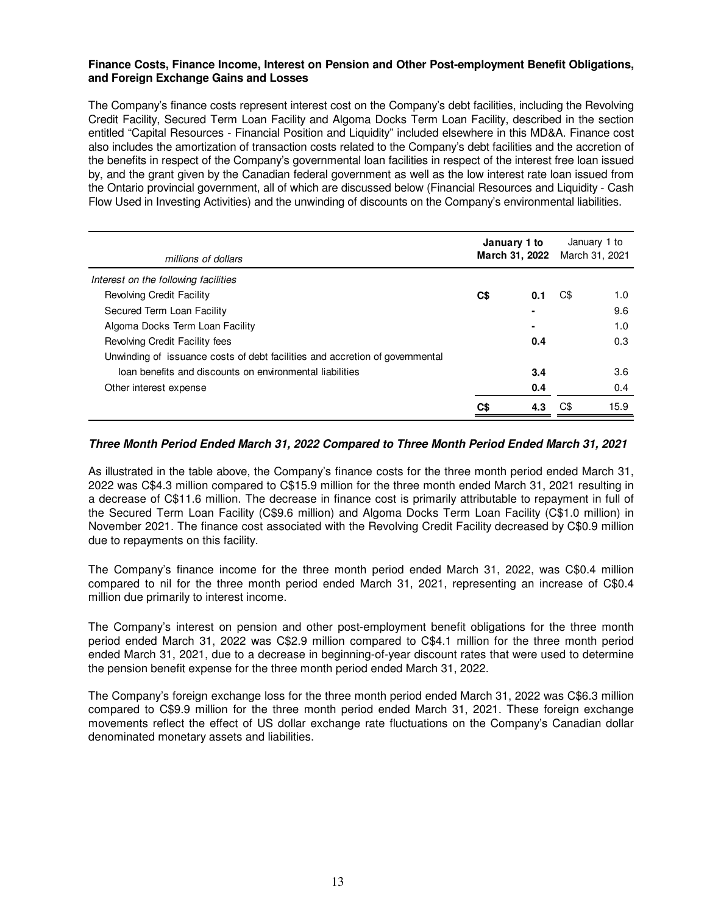**Finance Costs, Finance Income, Interest on Pension and Other Post-employment Benefit Obligations, and Foreign Exchange Gains and Losses**

The Company's finance costs represent interest cost on the Company's debt facilities, including the Revolving Credit Facility, Secured Term Loan Facility and Algoma Docks Term Loan Facility, described in the section entitled "Capital Resources - Financial Position and Liquidity" included elsewhere in this MD&A. Finance cost also includes the amortization of transaction costs related to the Company's debt facilities and the accretion of the benefits in respect of the Company's governmental loan facilities in respect of the interest free loan issued by, and the grant given by the Canadian federal government as well as the low interest rate loan issued from the Ontario provincial government, all of which are discussed below (Financial Resources and Liquidity - Cash Flow Used in Investing Activities) and the unwinding of discounts on the Company's environmental liabilities.

| *millions of dollars* | **January 1 to March 31, 2022** | | January 1 to March 31, 2021 | |
|---|---|---|---|---|
| *Interest on the following facilities* | | | | |
| Revolving Credit Facility | **C$** | **0.1** | C$ | 1.0 |
| Secured Term Loan Facility | | **-** | | 9.6 |
| Algoma Docks Term Loan Facility | | **-** | | 1.0 |
| Revolving Credit Facility fees | | **0.4** | | 0.3 |
| Unwinding of issuance costs of debt facilities and accretion of governmental loan benefits and discounts on environmental liabilities | | **3.4** | | 3.6 |
| Other interest expense | | **0.4** | | 0.4 |
| | **C$** | **4.3** | C$ | 15.9 |

***Three Month Period Ended March 31, 2022 Compared to Three Month Period Ended March 31, 2021***

As illustrated in the table above, the Company's finance costs for the three month period ended March 31, 2022 was C$4.3 million compared to C$15.9 million for the three month ended March 31, 2021 resulting in a decrease of C$11.6 million. The decrease in finance cost is primarily attributable to repayment in full of the Secured Term Loan Facility (C$9.6 million) and Algoma Docks Term Loan Facility (C$1.0 million) in November 2021. The finance cost associated with the Revolving Credit Facility decreased by C$0.9 million due to repayments on this facility.

The Company's finance income for the three month period ended March 31, 2022, was C$0.4 million compared to nil for the three month period ended March 31, 2021, representing an increase of C$0.4 million due primarily to interest income.

The Company's interest on pension and other post-employment benefit obligations for the three month period ended March 31, 2022 was C$2.9 million compared to C$4.1 million for the three month period ended March 31, 2021, due to a decrease in beginning-of-year discount rates that were used to determine the pension benefit expense for the three month period ended March 31, 2022.

The Company's foreign exchange loss for the three month period ended March 31, 2022 was C$6.3 million compared to C$9.9 million for the three month period ended March 31, 2021. These foreign exchange movements reflect the effect of US dollar exchange rate fluctuations on the Company's Canadian dollar denominated monetary assets and liabilities.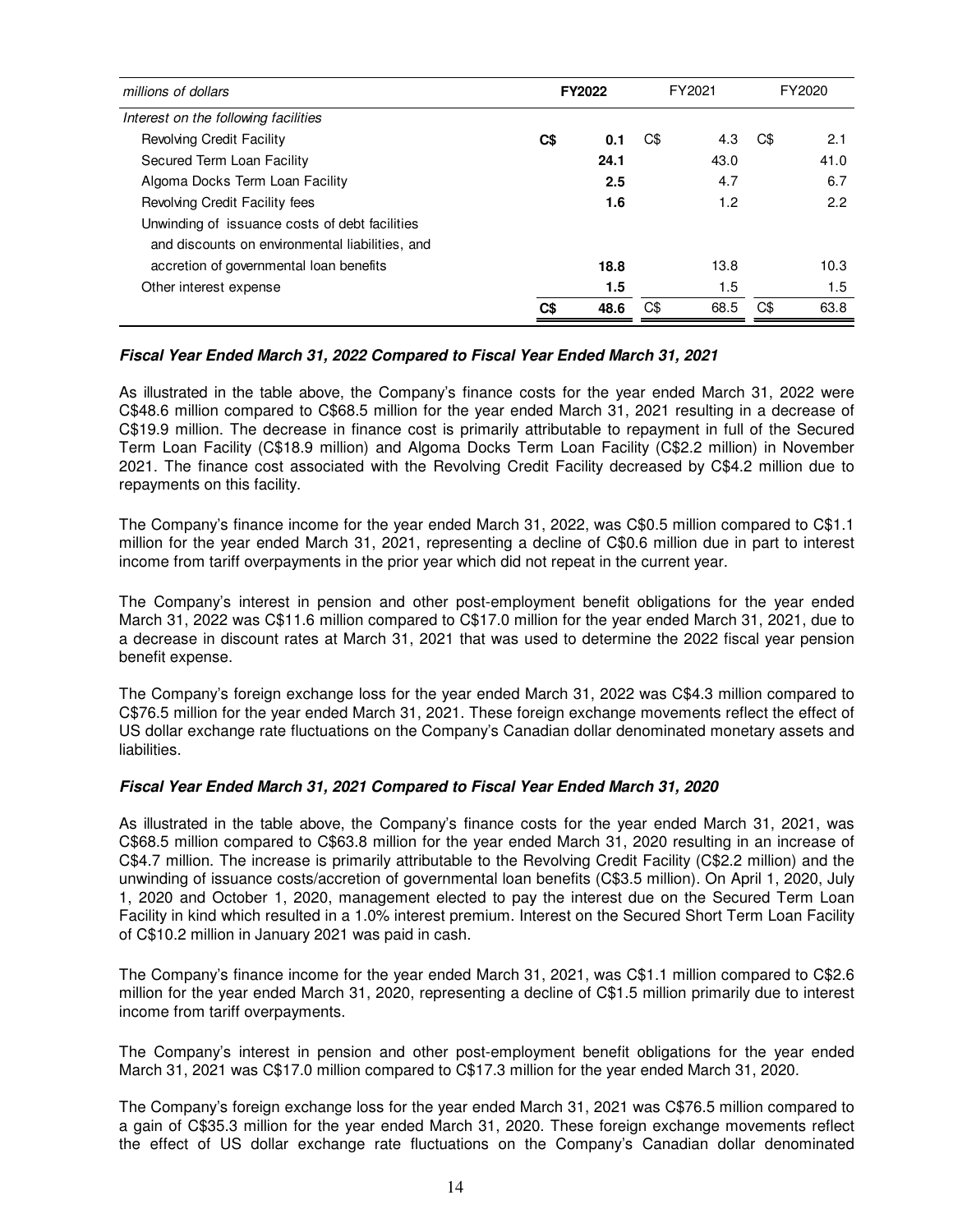| millions of dollars | **FY2022** | FY2021 | FY2020 |
|---|---|---|---|
| *Interest on the following facilities* | | | |
| Revolving Credit Facility | **C$ 0.1** | C$ 4.3 | C$ 2.1 |
| Secured Term Loan Facility | **24.1** | 43.0 | 41.0 |
| Algoma Docks Term Loan Facility | **2.5** | 4.7 | 6.7 |
| Revolving Credit Facility fees | **1.6** | 1.2 | 2.2 |
| Unwinding of issuance costs of debt facilities and discounts on environmental liabilities, and accretion of governmental loan benefits | **18.8** | 13.8 | 10.3 |
| Other interest expense | **1.5** | 1.5 | 1.5 |
| | **C$ 48.6** | C$ 68.5 | C$ 63.8 |

***Fiscal Year Ended March 31, 2022 Compared to Fiscal Year Ended March 31, 2021***

As illustrated in the table above, the Company's finance costs for the year ended March 31, 2022 were C$48.6 million compared to C$68.5 million for the year ended March 31, 2021 resulting in a decrease of C$19.9 million. The decrease in finance cost is primarily attributable to repayment in full of the Secured Term Loan Facility (C$18.9 million) and Algoma Docks Term Loan Facility (C$2.2 million) in November 2021. The finance cost associated with the Revolving Credit Facility decreased by C$4.2 million due to repayments on this facility.

The Company's finance income for the year ended March 31, 2022, was C$0.5 million compared to C$1.1 million for the year ended March 31, 2021, representing a decline of C$0.6 million due in part to interest income from tariff overpayments in the prior year which did not repeat in the current year.

The Company's interest in pension and other post-employment benefit obligations for the year ended March 31, 2022 was C$11.6 million compared to C$17.0 million for the year ended March 31, 2021, due to a decrease in discount rates at March 31, 2021 that was used to determine the 2022 fiscal year pension benefit expense.

The Company's foreign exchange loss for the year ended March 31, 2022 was C$4.3 million compared to C$76.5 million for the year ended March 31, 2021. These foreign exchange movements reflect the effect of US dollar exchange rate fluctuations on the Company's Canadian dollar denominated monetary assets and liabilities.

***Fiscal Year Ended March 31, 2021 Compared to Fiscal Year Ended March 31, 2020***

As illustrated in the table above, the Company's finance costs for the year ended March 31, 2021, was C$68.5 million compared to C$63.8 million for the year ended March 31, 2020 resulting in an increase of C$4.7 million. The increase is primarily attributable to the Revolving Credit Facility (C$2.2 million) and the unwinding of issuance costs/accretion of governmental loan benefits (C$3.5 million). On April 1, 2020, July 1, 2020 and October 1, 2020, management elected to pay the interest due on the Secured Term Loan Facility in kind which resulted in a 1.0% interest premium. Interest on the Secured Short Term Loan Facility of C$10.2 million in January 2021 was paid in cash.

The Company's finance income for the year ended March 31, 2021, was C$1.1 million compared to C$2.6 million for the year ended March 31, 2020, representing a decline of C$1.5 million primarily due to interest income from tariff overpayments.

The Company's interest in pension and other post-employment benefit obligations for the year ended March 31, 2021 was C$17.0 million compared to C$17.3 million for the year ended March 31, 2020.

The Company's foreign exchange loss for the year ended March 31, 2021 was C$76.5 million compared to a gain of C$35.3 million for the year ended March 31, 2020. These foreign exchange movements reflect the effect of US dollar exchange rate fluctuations on the Company's Canadian dollar denominated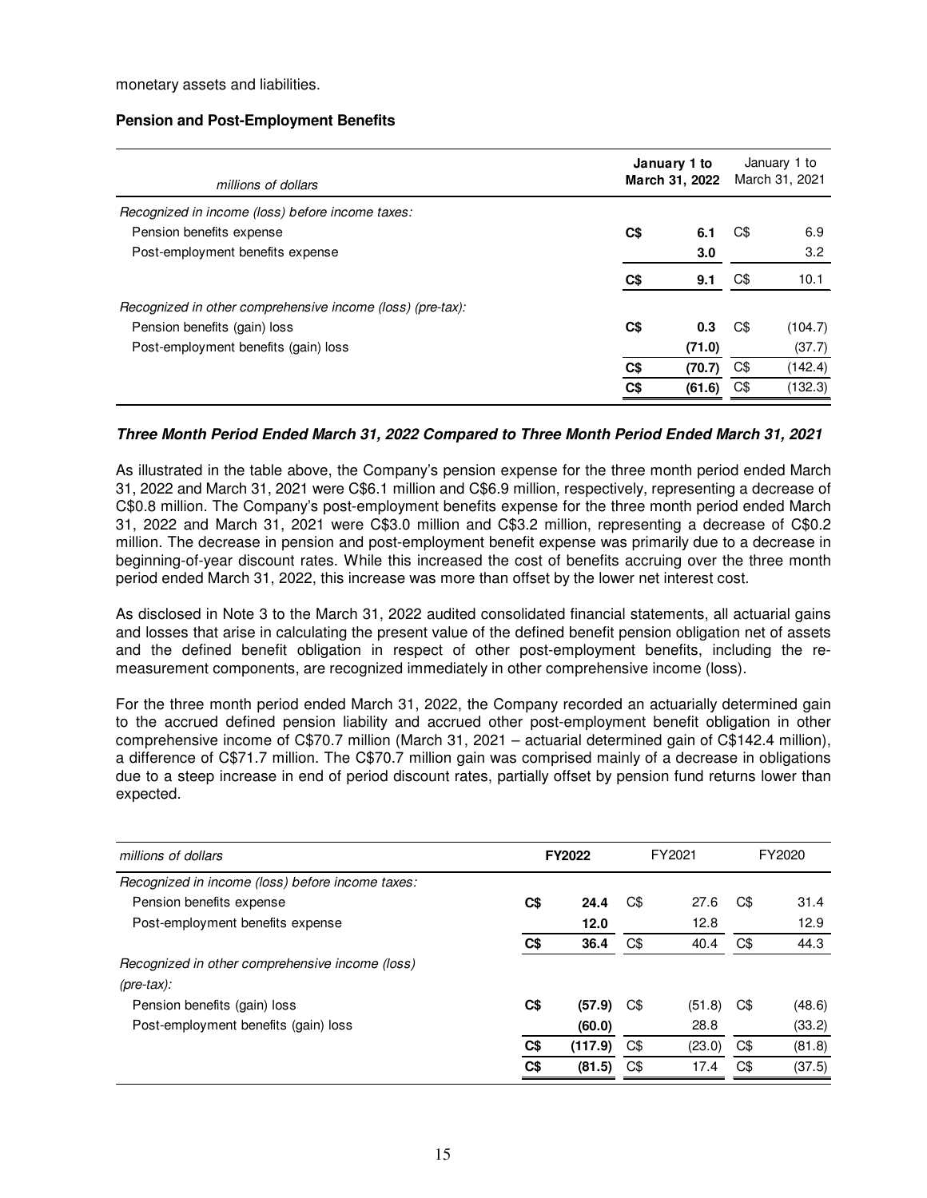monetary assets and liabilities.

**Pension and Post-Employment Benefits**

| *millions of dollars* | | **January 1 to March 31, 2022** | | January 1 to March 31, 2021 |
|---|---|---|---|---|
| *Recognized in income (loss) before income taxes:* | | | | |
| Pension benefits expense | **C$** | **6.1** | C$ | 6.9 |
| Post-employment benefits expense | | **3.0** | | 3.2 |
| | **C$** | **9.1** | C$ | 10.1 |
| *Recognized in other comprehensive income (loss) (pre-tax):* | | | | |
| Pension benefits (gain) loss | **C$** | **0.3** | C$ | (104.7) |
| Post-employment benefits (gain) loss | | **(71.0)** | | (37.7) |
| | **C$** | **(70.7)** | C$ | (142.4) |
| | **C$** | **(61.6)** | C$ | (132.3) |

***Three Month Period Ended March 31, 2022 Compared to Three Month Period Ended March 31, 2021***

As illustrated in the table above, the Company's pension expense for the three month period ended March 31, 2022 and March 31, 2021 were C$6.1 million and C$6.9 million, respectively, representing a decrease of C$0.8 million. The Company's post-employment benefits expense for the three month period ended March 31, 2022 and March 31, 2021 were C$3.0 million and C$3.2 million, representing a decrease of C$0.2 million. The decrease in pension and post-employment benefit expense was primarily due to a decrease in beginning-of-year discount rates. While this increased the cost of benefits accruing over the three month period ended March 31, 2022, this increase was more than offset by the lower net interest cost.

As disclosed in Note 3 to the March 31, 2022 audited consolidated financial statements, all actuarial gains and losses that arise in calculating the present value of the defined benefit pension obligation net of assets and the defined benefit obligation in respect of other post-employment benefits, including the re-measurement components, are recognized immediately in other comprehensive income (loss).

For the three month period ended March 31, 2022, the Company recorded an actuarially determined gain to the accrued defined pension liability and accrued other post-employment benefit obligation in other comprehensive income of C$70.7 million (March 31, 2021 – actuarial determined gain of C$142.4 million), a difference of C$71.7 million. The C$70.7 million gain was comprised mainly of a decrease in obligations due to a steep increase in end of period discount rates, partially offset by pension fund returns lower than expected.

| *millions of dollars* | | **FY2022** | | FY2021 | | FY2020 |
|---|---|---|---|---|---|---|
| *Recognized in income (loss) before income taxes:* | | | | | | |
| Pension benefits expense | **C$** | **24.4** | C$ | 27.6 | C$ | 31.4 |
| Post-employment benefits expense | | **12.0** | | 12.8 | | 12.9 |
| | **C$** | **36.4** | C$ | 40.4 | C$ | 44.3 |
| *Recognized in other comprehensive income (loss) (pre-tax):* | | | | | | |
| Pension benefits (gain) loss | **C$** | **(57.9)** | C$ | (51.8) | C$ | (48.6) |
| Post-employment benefits (gain) loss | | **(60.0)** | | 28.8 | | (33.2) |
| | **C$** | **(117.9)** | C$ | (23.0) | C$ | (81.8) |
| | **C$** | **(81.5)** | C$ | 17.4 | C$ | (37.5) |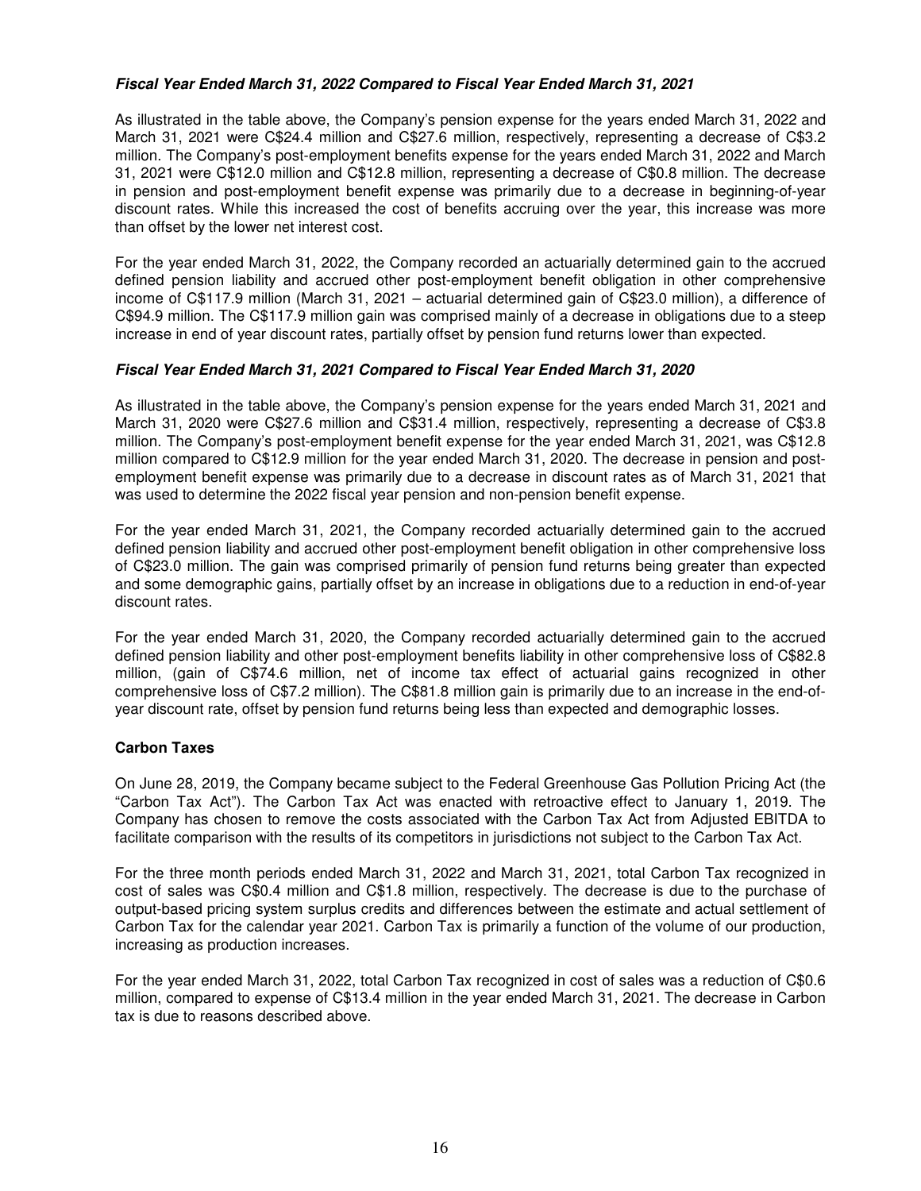### ***Fiscal Year Ended March 31, 2022 Compared to Fiscal Year Ended March 31, 2021***

As illustrated in the table above, the Company's pension expense for the years ended March 31, 2022 and March 31, 2021 were C$24.4 million and C$27.6 million, respectively, representing a decrease of C$3.2 million. The Company's post-employment benefits expense for the years ended March 31, 2022 and March 31, 2021 were C$12.0 million and C$12.8 million, representing a decrease of C$0.8 million. The decrease in pension and post-employment benefit expense was primarily due to a decrease in beginning-of-year discount rates. While this increased the cost of benefits accruing over the year, this increase was more than offset by the lower net interest cost.

For the year ended March 31, 2022, the Company recorded an actuarially determined gain to the accrued defined pension liability and accrued other post-employment benefit obligation in other comprehensive income of C$117.9 million (March 31, 2021 – actuarial determined gain of C$23.0 million), a difference of C$94.9 million. The C$117.9 million gain was comprised mainly of a decrease in obligations due to a steep increase in end of year discount rates, partially offset by pension fund returns lower than expected.

### ***Fiscal Year Ended March 31, 2021 Compared to Fiscal Year Ended March 31, 2020***

As illustrated in the table above, the Company's pension expense for the years ended March 31, 2021 and March 31, 2020 were C$27.6 million and C$31.4 million, respectively, representing a decrease of C$3.8 million. The Company's post-employment benefit expense for the year ended March 31, 2021, was C$12.8 million compared to C$12.9 million for the year ended March 31, 2020. The decrease in pension and post-employment benefit expense was primarily due to a decrease in discount rates as of March 31, 2021 that was used to determine the 2022 fiscal year pension and non-pension benefit expense.

For the year ended March 31, 2021, the Company recorded actuarially determined gain to the accrued defined pension liability and accrued other post-employment benefit obligation in other comprehensive loss of C$23.0 million. The gain was comprised primarily of pension fund returns being greater than expected and some demographic gains, partially offset by an increase in obligations due to a reduction in end-of-year discount rates.

For the year ended March 31, 2020, the Company recorded actuarially determined gain to the accrued defined pension liability and other post-employment benefits liability in other comprehensive loss of C$82.8 million, (gain of C$74.6 million, net of income tax effect of actuarial gains recognized in other comprehensive loss of C$7.2 million). The C$81.8 million gain is primarily due to an increase in the end-of-year discount rate, offset by pension fund returns being less than expected and demographic losses.

### **Carbon Taxes**

On June 28, 2019, the Company became subject to the Federal Greenhouse Gas Pollution Pricing Act (the "Carbon Tax Act"). The Carbon Tax Act was enacted with retroactive effect to January 1, 2019. The Company has chosen to remove the costs associated with the Carbon Tax Act from Adjusted EBITDA to facilitate comparison with the results of its competitors in jurisdictions not subject to the Carbon Tax Act.

For the three month periods ended March 31, 2022 and March 31, 2021, total Carbon Tax recognized in cost of sales was C$0.4 million and C$1.8 million, respectively. The decrease is due to the purchase of output-based pricing system surplus credits and differences between the estimate and actual settlement of Carbon Tax for the calendar year 2021. Carbon Tax is primarily a function of the volume of our production, increasing as production increases.

For the year ended March 31, 2022, total Carbon Tax recognized in cost of sales was a reduction of C$0.6 million, compared to expense of C$13.4 million in the year ended March 31, 2021. The decrease in Carbon tax is due to reasons described above.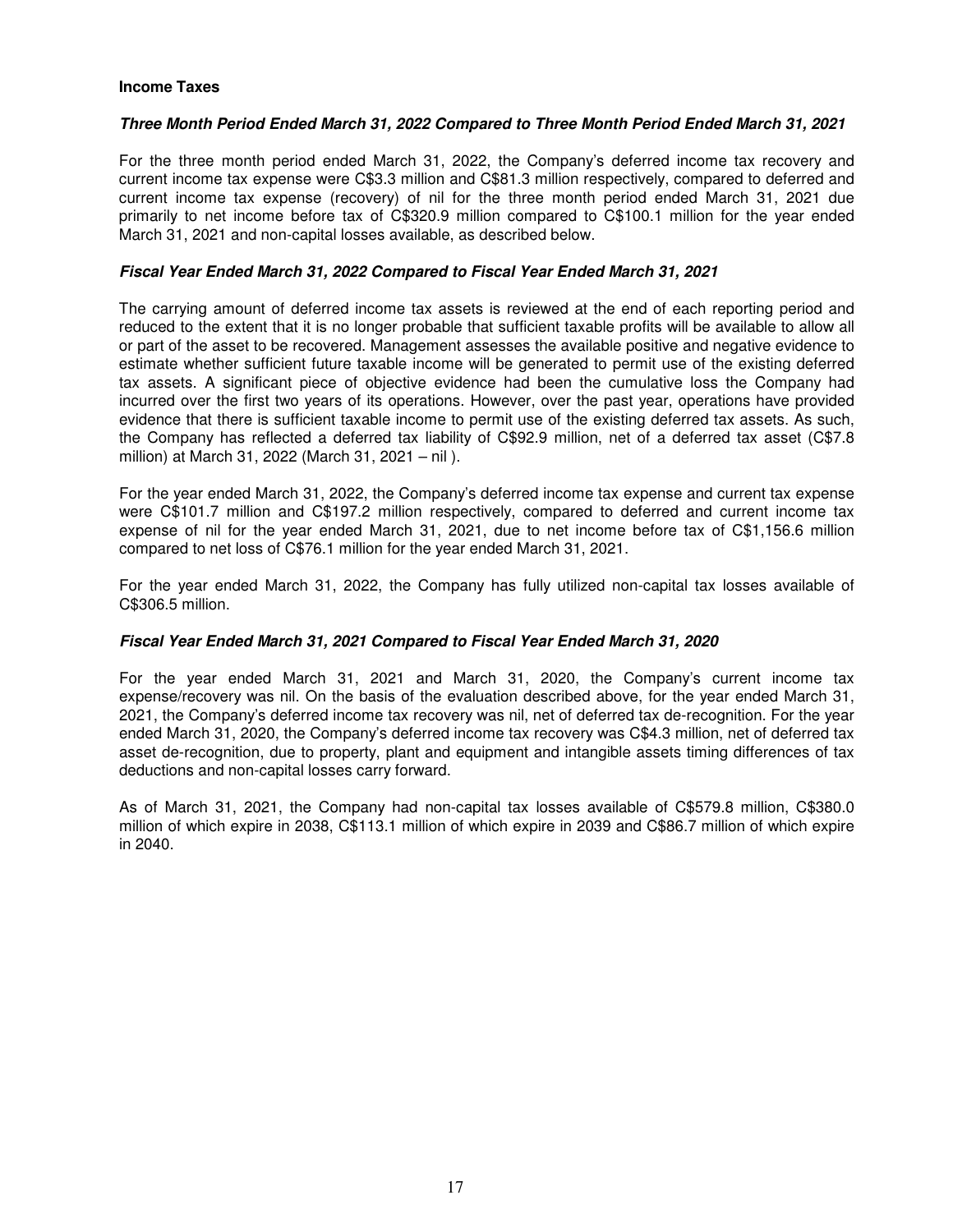**Income Taxes**

***Three Month Period Ended March 31, 2022 Compared to Three Month Period Ended March 31, 2021***

For the three month period ended March 31, 2022, the Company's deferred income tax recovery and current income tax expense were C$3.3 million and C$81.3 million respectively, compared to deferred and current income tax expense (recovery) of nil for the three month period ended March 31, 2021 due primarily to net income before tax of C$320.9 million compared to C$100.1 million for the year ended March 31, 2021 and non-capital losses available, as described below.

***Fiscal Year Ended March 31, 2022 Compared to Fiscal Year Ended March 31, 2021***

The carrying amount of deferred income tax assets is reviewed at the end of each reporting period and reduced to the extent that it is no longer probable that sufficient taxable profits will be available to allow all or part of the asset to be recovered. Management assesses the available positive and negative evidence to estimate whether sufficient future taxable income will be generated to permit use of the existing deferred tax assets. A significant piece of objective evidence had been the cumulative loss the Company had incurred over the first two years of its operations. However, over the past year, operations have provided evidence that there is sufficient taxable income to permit use of the existing deferred tax assets. As such, the Company has reflected a deferred tax liability of C$92.9 million, net of a deferred tax asset (C$7.8 million) at March 31, 2022 (March 31, 2021 – nil ).

For the year ended March 31, 2022, the Company's deferred income tax expense and current tax expense were C$101.7 million and C$197.2 million respectively, compared to deferred and current income tax expense of nil for the year ended March 31, 2021, due to net income before tax of C$1,156.6 million compared to net loss of C$76.1 million for the year ended March 31, 2021.

For the year ended March 31, 2022, the Company has fully utilized non-capital tax losses available of C$306.5 million.

***Fiscal Year Ended March 31, 2021 Compared to Fiscal Year Ended March 31, 2020***

For the year ended March 31, 2021 and March 31, 2020, the Company's current income tax expense/recovery was nil. On the basis of the evaluation described above, for the year ended March 31, 2021, the Company's deferred income tax recovery was nil, net of deferred tax de-recognition. For the year ended March 31, 2020, the Company's deferred income tax recovery was C$4.3 million, net of deferred tax asset de-recognition, due to property, plant and equipment and intangible assets timing differences of tax deductions and non-capital losses carry forward.

As of March 31, 2021, the Company had non-capital tax losses available of C$579.8 million, C$380.0 million of which expire in 2038, C$113.1 million of which expire in 2039 and C$86.7 million of which expire in 2040.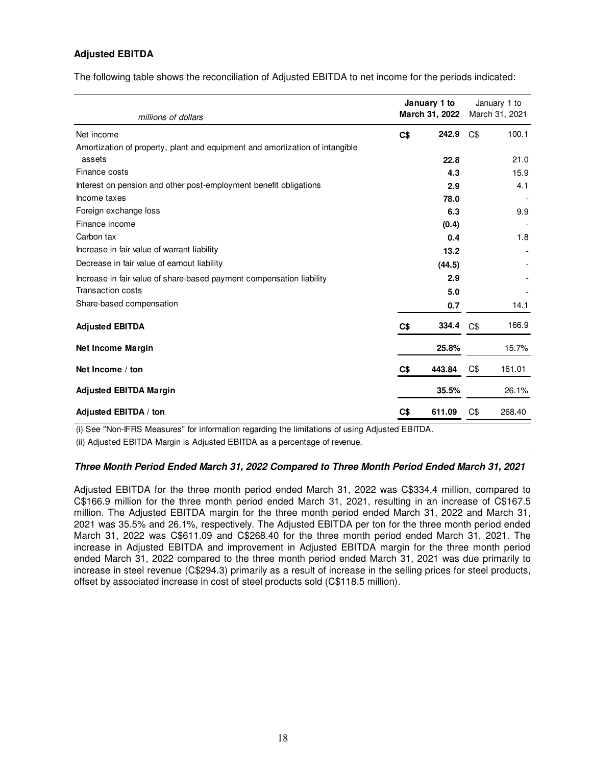## Adjusted EBITDA

The following table shows the reconciliation of Adjusted EBITDA to net income for the periods indicated:

| *millions of dollars* | **January 1 to March 31, 2022** | January 1 to March 31, 2021 |
|---|---|---|
| Net income | **C$ 242.9** | C$ 100.1 |
| Amortization of property, plant and equipment and amortization of intangible assets | **22.8** | 21.0 |
| Finance costs | **4.3** | 15.9 |
| Interest on pension and other post-employment benefit obligations | **2.9** | 4.1 |
| Income taxes | **78.0** | - |
| Foreign exchange loss | **6.3** | 9.9 |
| Finance income | **(0.4)** | - |
| Carbon tax | **0.4** | 1.8 |
| Increase in fair value of warrant liability | **13.2** | - |
| Decrease in fair value of earnout liability | **(44.5)** | - |
| Increase in fair value of share-based payment compensation liability | **2.9** | - |
| Transaction costs | **5.0** | - |
| Share-based compensation | **0.7** | 14.1 |
| **Adjusted EBITDA** | **C$ 334.4** | C$ 166.9 |
| **Net Income Margin** | **25.8%** | 15.7% |
| **Net Income / ton** | **C$ 443.84** | C$ 161.01 |
| **Adjusted EBITDA Margin** | **35.5%** | 26.1% |
| **Adjusted EBITDA / ton** | **C$ 611.09** | C$ 268.40 |

(i) See "Non-IFRS Measures" for information regarding the limitations of using Adjusted EBITDA.

(ii) Adjusted EBITDA Margin is Adjusted EBITDA as a percentage of revenue.

***Three Month Period Ended March 31, 2022 Compared to Three Month Period Ended March 31, 2021***

Adjusted EBITDA for the three month period ended March 31, 2022 was C$334.4 million, compared to C$166.9 million for the three month period ended March 31, 2021, resulting in an increase of C$167.5 million. The Adjusted EBITDA margin for the three month period ended March 31, 2022 and March 31, 2021 was 35.5% and 26.1%, respectively. The Adjusted EBITDA per ton for the three month period ended March 31, 2022 was C$611.09 and C$268.40 for the three month period ended March 31, 2021. The increase in Adjusted EBITDA and improvement in Adjusted EBITDA margin for the three month period ended March 31, 2022 compared to the three month period ended March 31, 2021 was due primarily to increase in steel revenue (C$294.3) primarily as a result of increase in the selling prices for steel products, offset by associated increase in cost of steel products sold (C$118.5 million).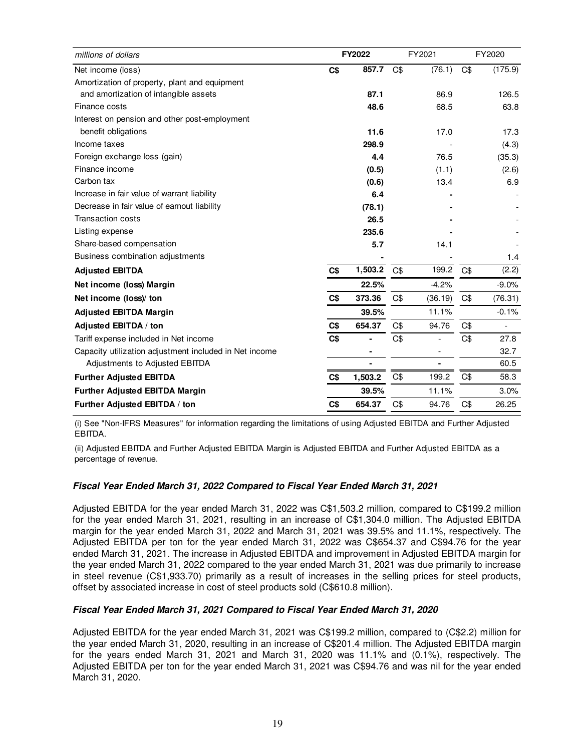| millions of dollars | | **FY2022** | | FY2021 | | FY2020 |
|---|---|---|---|---|---|---|
| Net income (loss) | **C$** | **857.7** | C$ | (76.1) | C$ | (175.9) |
| Amortization of property, plant and equipment and amortization of intangible assets | | **87.1** | | 86.9 | | 126.5 |
| Finance costs | | **48.6** | | 68.5 | | 63.8 |
| Interest on pension and other post-employment benefit obligations | | **11.6** | | 17.0 | | 17.3 |
| Income taxes | | **298.9** | | - | | (4.3) |
| Foreign exchange loss (gain) | | **4.4** | | 76.5 | | (35.3) |
| Finance income | | **(0.5)** | | (1.1) | | (2.6) |
| Carbon tax | | **(0.6)** | | 13.4 | | 6.9 |
| Increase in fair value of warrant liability | | **6.4** | | **-** | | - |
| Decrease in fair value of earnout liability | | **(78.1)** | | **-** | | - |
| Transaction costs | | **26.5** | | **-** | | - |
| Listing expense | | **235.6** | | **-** | | - |
| Share-based compensation | | **5.7** | | 14.1 | | - |
| Business combination adjustments | | **-** | | - | | 1.4 |
| **Adjusted EBITDA** | **C$** | **1,503.2** | C$ | 199.2 | C$ | (2.2) |
| **Net income (loss) Margin** | | **22.5%** | | -4.2% | | -9.0% |
| **Net income (loss)/ ton** | **C$** | **373.36** | C$ | (36.19) | C$ | (76.31) |
| **Adjusted EBITDA Margin** | | **39.5%** | | 11.1% | | -0.1% |
| **Adjusted EBITDA / ton** | **C$** | **654.37** | C$ | 94.76 | C$ | - |
| Tariff expense included in Net income | **C$** | **-** | C$ | - | C$ | 27.8 |
| Capacity utilization adjustment included in Net income | | **-** | | - | | 32.7 |
| Adjustments to Adjusted EBITDA | | **-** | | **-** | | 60.5 |
| **Further Adjusted EBITDA** | **C$** | **1,503.2** | C$ | 199.2 | C$ | 58.3 |
| **Further Adjusted EBITDA Margin** | | **39.5%** | | 11.1% | | 3.0% |
| **Further Adjusted EBITDA / ton** | **C$** | **654.37** | C$ | 94.76 | C$ | 26.25 |

(i) See "Non-IFRS Measures" for information regarding the limitations of using Adjusted EBITDA and Further Adjusted EBITDA.

(ii) Adjusted EBITDA and Further Adjusted EBITDA Margin is Adjusted EBITDA and Further Adjusted EBITDA as a percentage of revenue.

### *Fiscal Year Ended March 31, 2022 Compared to Fiscal Year Ended March 31, 2021*

Adjusted EBITDA for the year ended March 31, 2022 was C$1,503.2 million, compared to C$199.2 million for the year ended March 31, 2021, resulting in an increase of C$1,304.0 million. The Adjusted EBITDA margin for the year ended March 31, 2022 and March 31, 2021 was 39.5% and 11.1%, respectively. The Adjusted EBITDA per ton for the year ended March 31, 2022 was C$654.37 and C$94.76 for the year ended March 31, 2021. The increase in Adjusted EBITDA and improvement in Adjusted EBITDA margin for the year ended March 31, 2022 compared to the year ended March 31, 2021 was due primarily to increase in steel revenue (C$1,933.70) primarily as a result of increases in the selling prices for steel products, offset by associated increase in cost of steel products sold (C$610.8 million).

### *Fiscal Year Ended March 31, 2021 Compared to Fiscal Year Ended March 31, 2020*

Adjusted EBITDA for the year ended March 31, 2021 was C$199.2 million, compared to (C$2.2) million for the year ended March 31, 2020, resulting in an increase of C$201.4 million. The Adjusted EBITDA margin for the years ended March 31, 2021 and March 31, 2020 was 11.1% and (0.1%), respectively. The Adjusted EBITDA per ton for the year ended March 31, 2021 was C$94.76 and was nil for the year ended March 31, 2020.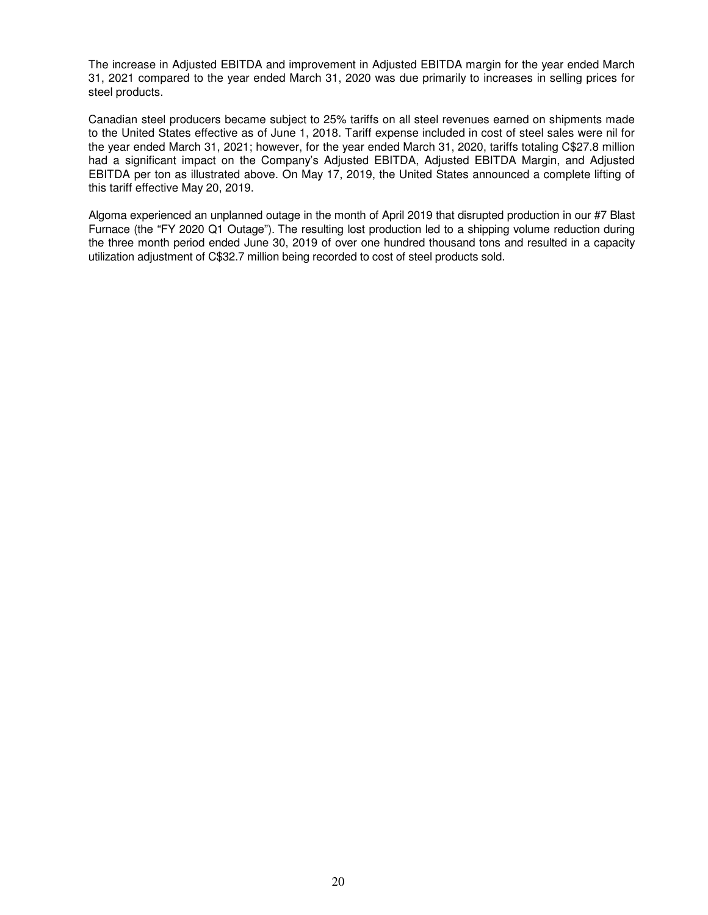The increase in Adjusted EBITDA and improvement in Adjusted EBITDA margin for the year ended March 31, 2021 compared to the year ended March 31, 2020 was due primarily to increases in selling prices for steel products.

Canadian steel producers became subject to 25% tariffs on all steel revenues earned on shipments made to the United States effective as of June 1, 2018. Tariff expense included in cost of steel sales were nil for the year ended March 31, 2021; however, for the year ended March 31, 2020, tariffs totaling C$27.8 million had a significant impact on the Company's Adjusted EBITDA, Adjusted EBITDA Margin, and Adjusted EBITDA per ton as illustrated above. On May 17, 2019, the United States announced a complete lifting of this tariff effective May 20, 2019.

Algoma experienced an unplanned outage in the month of April 2019 that disrupted production in our #7 Blast Furnace (the "FY 2020 Q1 Outage"). The resulting lost production led to a shipping volume reduction during the three month period ended June 30, 2019 of over one hundred thousand tons and resulted in a capacity utilization adjustment of C$32.7 million being recorded to cost of steel products sold.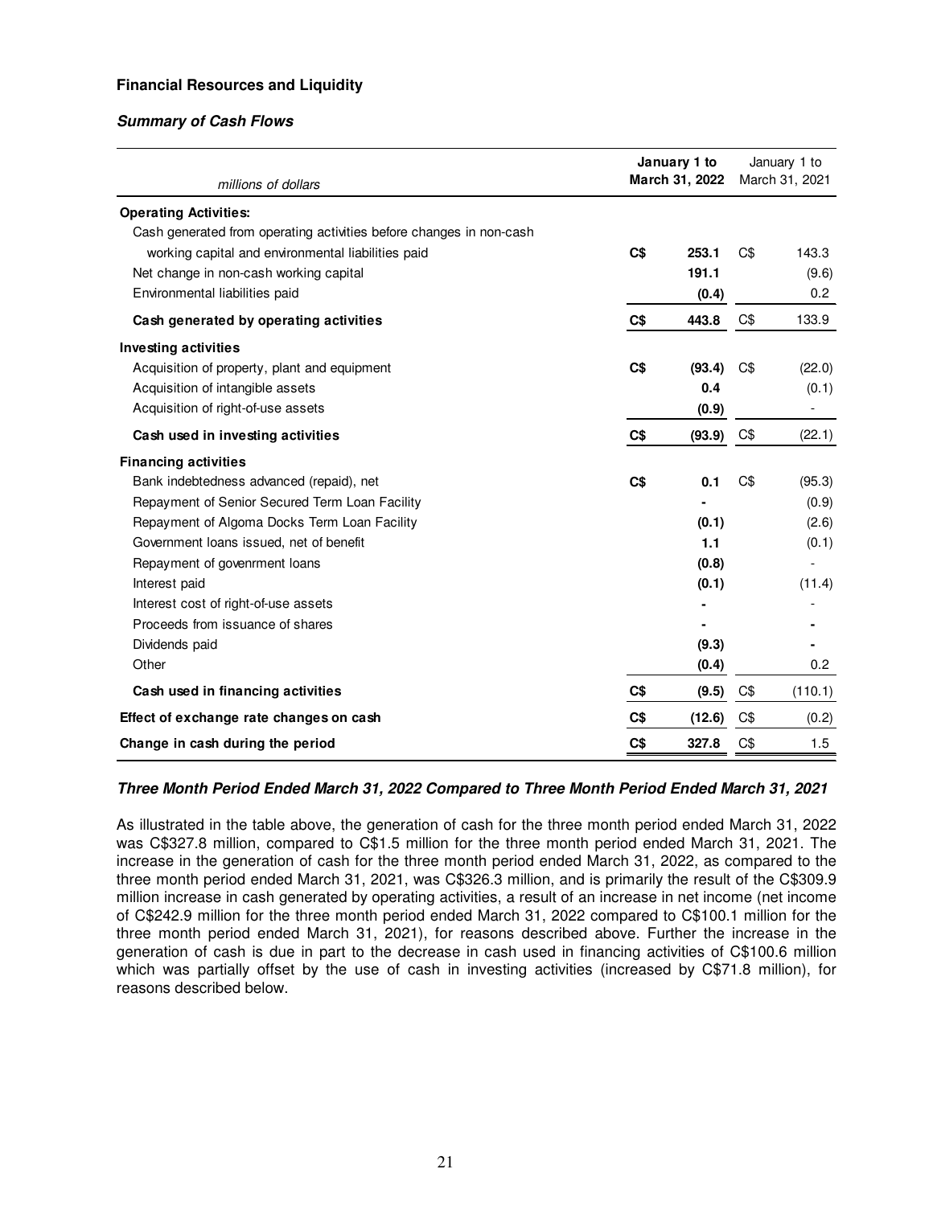**Financial Resources and Liquidity**

***Summary of Cash Flows***

| millions of dollars | | **January 1 to March 31, 2022** | | January 1 to March 31, 2021 |
|---|---|---|---|---|
| **Operating Activities:** | | | | |
| Cash generated from operating activities before changes in non-cash working capital and environmental liabilities paid | **C$** | **253.1** | C$ | 143.3 |
| Net change in non-cash working capital | | **191.1** | | (9.6) |
| Environmental liabilities paid | | **(0.4)** | | 0.2 |
| **Cash generated by operating activities** | **C$** | **443.8** | C$ | 133.9 |
| **Investing activities** | | | | |
| Acquisition of property, plant and equipment | **C$** | **(93.4)** | C$ | (22.0) |
| Acquisition of intangible assets | | **0.4** | | (0.1) |
| Acquisition of right-of-use assets | | **(0.9)** | | - |
| **Cash used in investing activities** | **C$** | **(93.9)** | C$ | (22.1) |
| **Financing activities** | | | | |
| Bank indebtedness advanced (repaid), net | **C$** | **0.1** | C$ | (95.3) |
| Repayment of Senior Secured Term Loan Facility | | **-** | | (0.9) |
| Repayment of Algoma Docks Term Loan Facility | | **(0.1)** | | (2.6) |
| Government loans issued, net of benefit | | **1.1** | | (0.1) |
| Repayment of govenrment loans | | **(0.8)** | | - |
| Interest paid | | **(0.1)** | | (11.4) |
| Interest cost of right-of-use assets | | **-** | | - |
| Proceeds from issuance of shares | | **-** | | - |
| Dividends paid | | **(9.3)** | | - |
| Other | | **(0.4)** | | 0.2 |
| **Cash used in financing activities** | **C$** | **(9.5)** | C$ | (110.1) |
| **Effect of exchange rate changes on cash** | **C$** | **(12.6)** | C$ | (0.2) |
| **Change in cash during the period** | **C$** | **327.8** | C$ | 1.5 |

***Three Month Period Ended March 31, 2022 Compared to Three Month Period Ended March 31, 2021***

As illustrated in the table above, the generation of cash for the three month period ended March 31, 2022 was C$327.8 million, compared to C$1.5 million for the three month period ended March 31, 2021. The increase in the generation of cash for the three month period ended March 31, 2022, as compared to the three month period ended March 31, 2021, was C$326.3 million, and is primarily the result of the C$309.9 million increase in cash generated by operating activities, a result of an increase in net income (net income of C$242.9 million for the three month period ended March 31, 2022 compared to C$100.1 million for the three month period ended March 31, 2021), for reasons described above. Further the increase in the generation of cash is due in part to the decrease in cash used in financing activities of C$100.6 million which was partially offset by the use of cash in investing activities (increased by C$71.8 million), for reasons described below.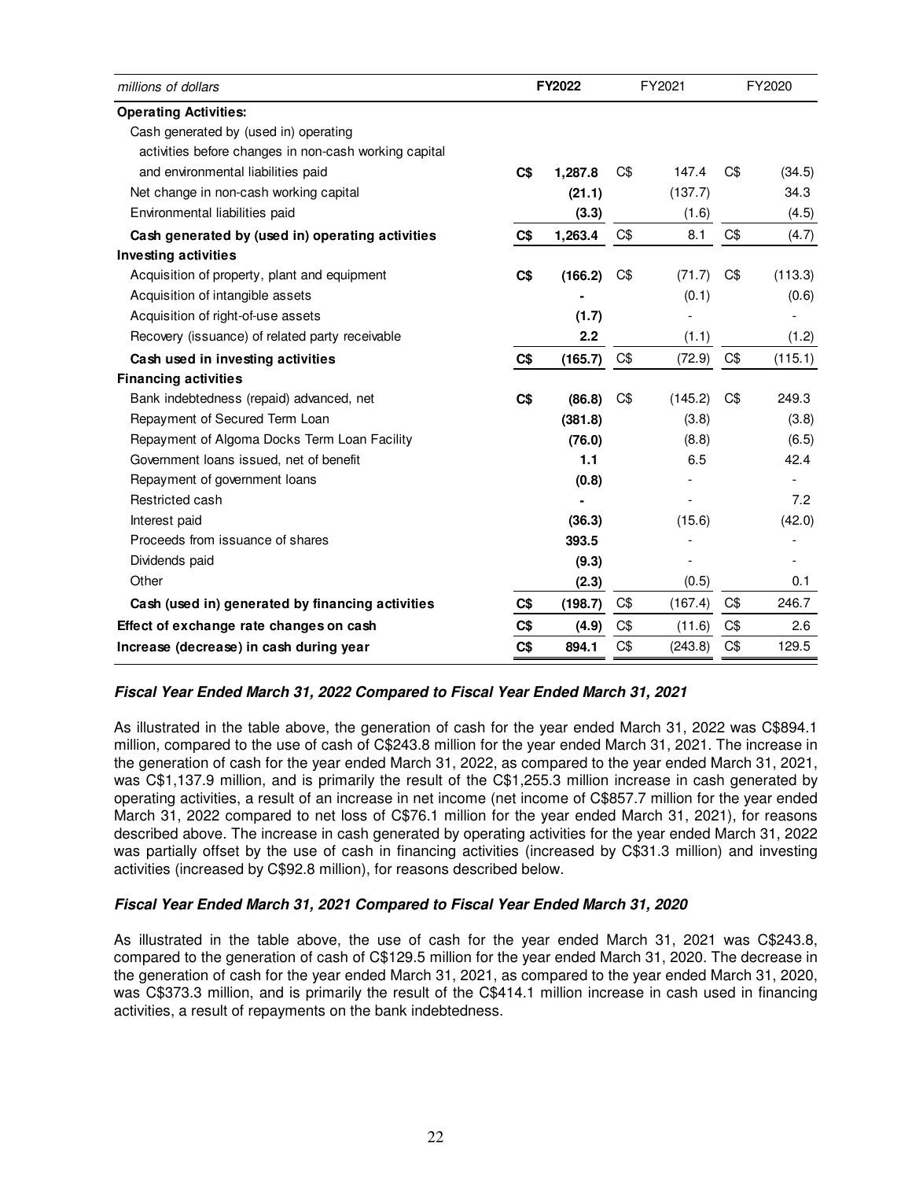| millions of dollars | FY2022 | FY2021 | FY2020 |
|---|---|---|---|
| **Operating Activities:** | | | |
| Cash generated by (used in) operating activities before changes in non-cash working capital and environmental liabilities paid | **C$ 1,287.8** | C$ 147.4 | C$ (34.5) |
| Net change in non-cash working capital | **(21.1)** | (137.7) | 34.3 |
| Environmental liabilities paid | **(3.3)** | (1.6) | (4.5) |
| **Cash generated by (used in) operating activities** | **C$ 1,263.4** | C$ 8.1 | C$ (4.7) |
| **Investing activities** | | | |
| Acquisition of property, plant and equipment | **C$ (166.2)** | C$ (71.7) | C$ (113.3) |
| Acquisition of intangible assets | **-** | (0.1) | (0.6) |
| Acquisition of right-of-use assets | **(1.7)** | - | - |
| Recovery (issuance) of related party receivable | **2.2** | (1.1) | (1.2) |
| **Cash used in investing activities** | **C$ (165.7)** | C$ (72.9) | C$ (115.1) |
| **Financing activities** | | | |
| Bank indebtedness (repaid) advanced, net | **C$ (86.8)** | C$ (145.2) | C$ 249.3 |
| Repayment of Secured Term Loan | **(381.8)** | (3.8) | (3.8) |
| Repayment of Algoma Docks Term Loan Facility | **(76.0)** | (8.8) | (6.5) |
| Government loans issued, net of benefit | **1.1** | 6.5 | 42.4 |
| Repayment of government loans | **(0.8)** | - | - |
| Restricted cash | **-** | - | 7.2 |
| Interest paid | **(36.3)** | (15.6) | (42.0) |
| Proceeds from issuance of shares | **393.5** | - | - |
| Dividends paid | **(9.3)** | - | - |
| Other | **(2.3)** | (0.5) | 0.1 |
| **Cash (used in) generated by financing activities** | **C$ (198.7)** | C$ (167.4) | C$ 246.7 |
| **Effect of exchange rate changes on cash** | **C$ (4.9)** | C$ (11.6) | C$ 2.6 |
| **Increase (decrease) in cash during year** | **C$ 894.1** | C$ (243.8) | C$ 129.5 |

***Fiscal Year Ended March 31, 2022 Compared to Fiscal Year Ended March 31, 2021***

As illustrated in the table above, the generation of cash for the year ended March 31, 2022 was C$894.1 million, compared to the use of cash of C$243.8 million for the year ended March 31, 2021. The increase in the generation of cash for the year ended March 31, 2022, as compared to the year ended March 31, 2021, was C$1,137.9 million, and is primarily the result of the C$1,255.3 million increase in cash generated by operating activities, a result of an increase in net income (net income of C$857.7 million for the year ended March 31, 2022 compared to net loss of C$76.1 million for the year ended March 31, 2021), for reasons described above. The increase in cash generated by operating activities for the year ended March 31, 2022 was partially offset by the use of cash in financing activities (increased by C$31.3 million) and investing activities (increased by C$92.8 million), for reasons described below.

***Fiscal Year Ended March 31, 2021 Compared to Fiscal Year Ended March 31, 2020***

As illustrated in the table above, the use of cash for the year ended March 31, 2021 was C$243.8, compared to the generation of cash of C$129.5 million for the year ended March 31, 2020. The decrease in the generation of cash for the year ended March 31, 2021, as compared to the year ended March 31, 2020, was C$373.3 million, and is primarily the result of the C$414.1 million increase in cash used in financing activities, a result of repayments on the bank indebtedness.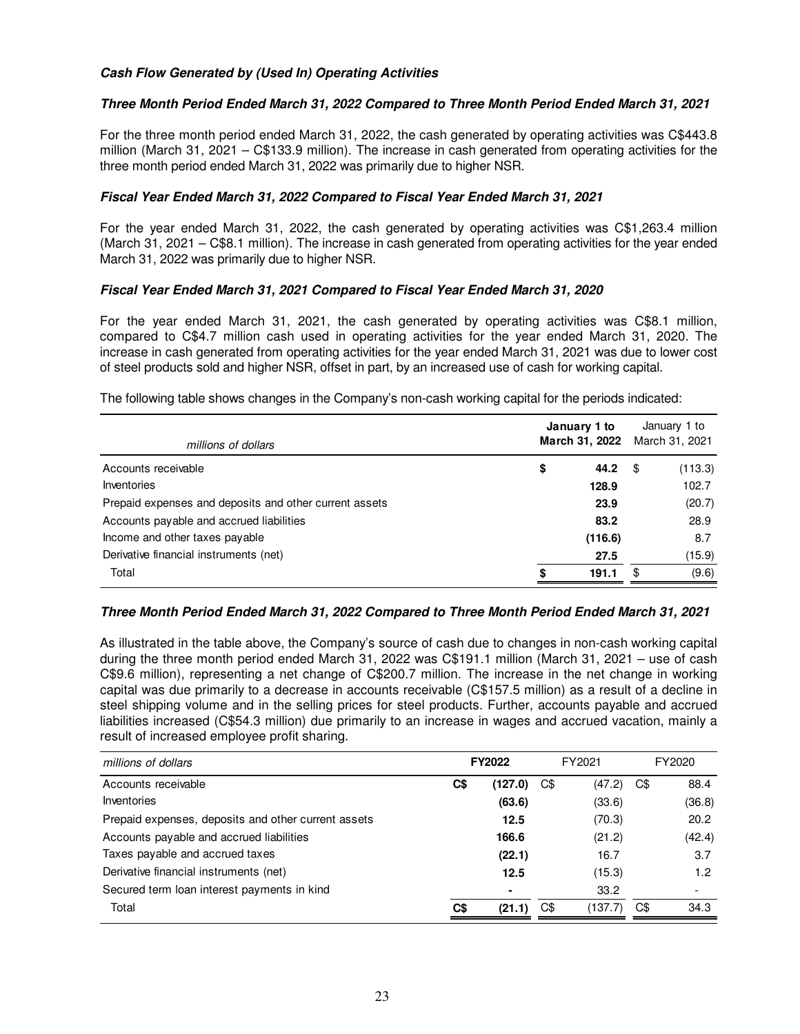***Cash Flow Generated by (Used In) Operating Activities***

***Three Month Period Ended March 31, 2022 Compared to Three Month Period Ended March 31, 2021***

For the three month period ended March 31, 2022, the cash generated by operating activities was C$443.8 million (March 31, 2021 – C$133.9 million). The increase in cash generated from operating activities for the three month period ended March 31, 2022 was primarily due to higher NSR.

***Fiscal Year Ended March 31, 2022 Compared to Fiscal Year Ended March 31, 2021***

For the year ended March 31, 2022, the cash generated by operating activities was C$1,263.4 million (March 31, 2021 – C$8.1 million). The increase in cash generated from operating activities for the year ended March 31, 2022 was primarily due to higher NSR.

***Fiscal Year Ended March 31, 2021 Compared to Fiscal Year Ended March 31, 2020***

For the year ended March 31, 2021, the cash generated by operating activities was C$8.1 million, compared to C$4.7 million cash used in operating activities for the year ended March 31, 2020. The increase in cash generated from operating activities for the year ended March 31, 2021 was due to lower cost of steel products sold and higher NSR, offset in part, by an increased use of cash for working capital.

The following table shows changes in the Company's non-cash working capital for the periods indicated:

| *millions of dollars* | **January 1 to March 31, 2022** | January 1 to March 31, 2021 |
|---|---|---|
| Accounts receivable | **$ 44.2** | $ (113.3) |
| Inventories | **128.9** | 102.7 |
| Prepaid expenses and deposits and other current assets | **23.9** | (20.7) |
| Accounts payable and accrued liabilities | **83.2** | 28.9 |
| Income and other taxes payable | **(116.6)** | 8.7 |
| Derivative financial instruments (net) | **27.5** | (15.9) |
| Total | **$ 191.1** | $ (9.6) |

***Three Month Period Ended March 31, 2022 Compared to Three Month Period Ended March 31, 2021***

As illustrated in the table above, the Company's source of cash due to changes in non-cash working capital during the three month period ended March 31, 2022 was C$191.1 million (March 31, 2021 – use of cash C$9.6 million), representing a net change of C$200.7 million. The increase in the net change in working capital was due primarily to a decrease in accounts receivable (C$157.5 million) as a result of a decline in steel shipping volume and in the selling prices for steel products. Further, accounts payable and accrued liabilities increased (C$54.3 million) due primarily to an increase in wages and accrued vacation, mainly a result of increased employee profit sharing.

| *millions of dollars* | **FY2022** | FY2021 | FY2020 |
|---|---|---|---|
| Accounts receivable | **C$ (127.0)** | C$ (47.2) | C$ 88.4 |
| Inventories | **(63.6)** | (33.6) | (36.8) |
| Prepaid expenses, deposits and other current assets | **12.5** | (70.3) | 20.2 |
| Accounts payable and accrued liabilities | **166.6** | (21.2) | (42.4) |
| Taxes payable and accrued taxes | **(22.1)** | 16.7 | 3.7 |
| Derivative financial instruments (net) | **12.5** | (15.3) | 1.2 |
| Secured term loan interest payments in kind | **-** | 33.2 | - |
| Total | **C$ (21.1)** | C$ (137.7) | C$ 34.3 |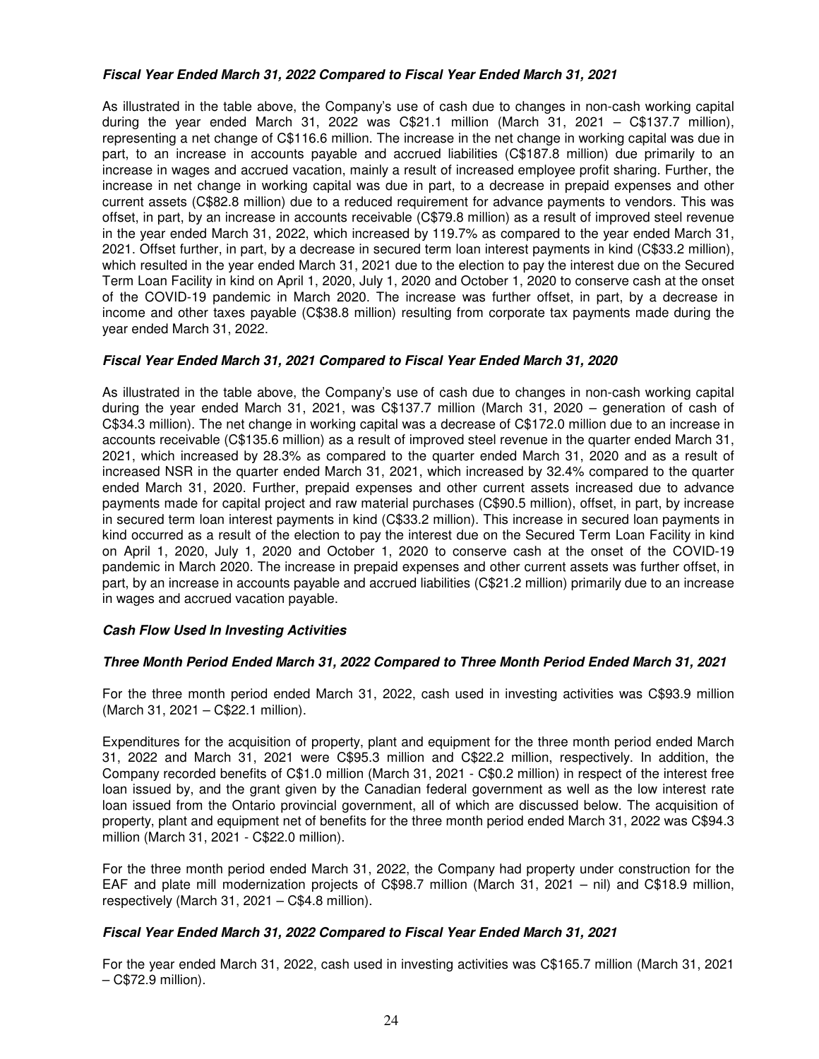***Fiscal Year Ended March 31, 2022 Compared to Fiscal Year Ended March 31, 2021***

As illustrated in the table above, the Company's use of cash due to changes in non-cash working capital during the year ended March 31, 2022 was C$21.1 million (March 31, 2021 – C$137.7 million), representing a net change of C$116.6 million. The increase in the net change in working capital was due in part, to an increase in accounts payable and accrued liabilities (C$187.8 million) due primarily to an increase in wages and accrued vacation, mainly a result of increased employee profit sharing. Further, the increase in net change in working capital was due in part, to a decrease in prepaid expenses and other current assets (C$82.8 million) due to a reduced requirement for advance payments to vendors. This was offset, in part, by an increase in accounts receivable (C$79.8 million) as a result of improved steel revenue in the year ended March 31, 2022, which increased by 119.7% as compared to the year ended March 31, 2021. Offset further, in part, by a decrease in secured term loan interest payments in kind (C$33.2 million), which resulted in the year ended March 31, 2021 due to the election to pay the interest due on the Secured Term Loan Facility in kind on April 1, 2020, July 1, 2020 and October 1, 2020 to conserve cash at the onset of the COVID-19 pandemic in March 2020. The increase was further offset, in part, by a decrease in income and other taxes payable (C$38.8 million) resulting from corporate tax payments made during the year ended March 31, 2022.

***Fiscal Year Ended March 31, 2021 Compared to Fiscal Year Ended March 31, 2020***

As illustrated in the table above, the Company's use of cash due to changes in non-cash working capital during the year ended March 31, 2021, was C$137.7 million (March 31, 2020 – generation of cash of C$34.3 million). The net change in working capital was a decrease of C$172.0 million due to an increase in accounts receivable (C$135.6 million) as a result of improved steel revenue in the quarter ended March 31, 2021, which increased by 28.3% as compared to the quarter ended March 31, 2020 and as a result of increased NSR in the quarter ended March 31, 2021, which increased by 32.4% compared to the quarter ended March 31, 2020. Further, prepaid expenses and other current assets increased due to advance payments made for capital project and raw material purchases (C$90.5 million), offset, in part, by increase in secured term loan interest payments in kind (C$33.2 million). This increase in secured loan payments in kind occurred as a result of the election to pay the interest due on the Secured Term Loan Facility in kind on April 1, 2020, July 1, 2020 and October 1, 2020 to conserve cash at the onset of the COVID-19 pandemic in March 2020. The increase in prepaid expenses and other current assets was further offset, in part, by an increase in accounts payable and accrued liabilities (C$21.2 million) primarily due to an increase in wages and accrued vacation payable.

***Cash Flow Used In Investing Activities***

***Three Month Period Ended March 31, 2022 Compared to Three Month Period Ended March 31, 2021***

For the three month period ended March 31, 2022, cash used in investing activities was C$93.9 million (March 31, 2021 – C$22.1 million).

Expenditures for the acquisition of property, plant and equipment for the three month period ended March 31, 2022 and March 31, 2021 were C$95.3 million and C$22.2 million, respectively. In addition, the Company recorded benefits of C$1.0 million (March 31, 2021 - C$0.2 million) in respect of the interest free loan issued by, and the grant given by the Canadian federal government as well as the low interest rate loan issued from the Ontario provincial government, all of which are discussed below. The acquisition of property, plant and equipment net of benefits for the three month period ended March 31, 2022 was C$94.3 million (March 31, 2021 - C$22.0 million).

For the three month period ended March 31, 2022, the Company had property under construction for the EAF and plate mill modernization projects of C$98.7 million (March 31, 2021 – nil) and C$18.9 million, respectively (March 31, 2021 – C$4.8 million).

***Fiscal Year Ended March 31, 2022 Compared to Fiscal Year Ended March 31, 2021***

For the year ended March 31, 2022, cash used in investing activities was C$165.7 million (March 31, 2021 – C$72.9 million).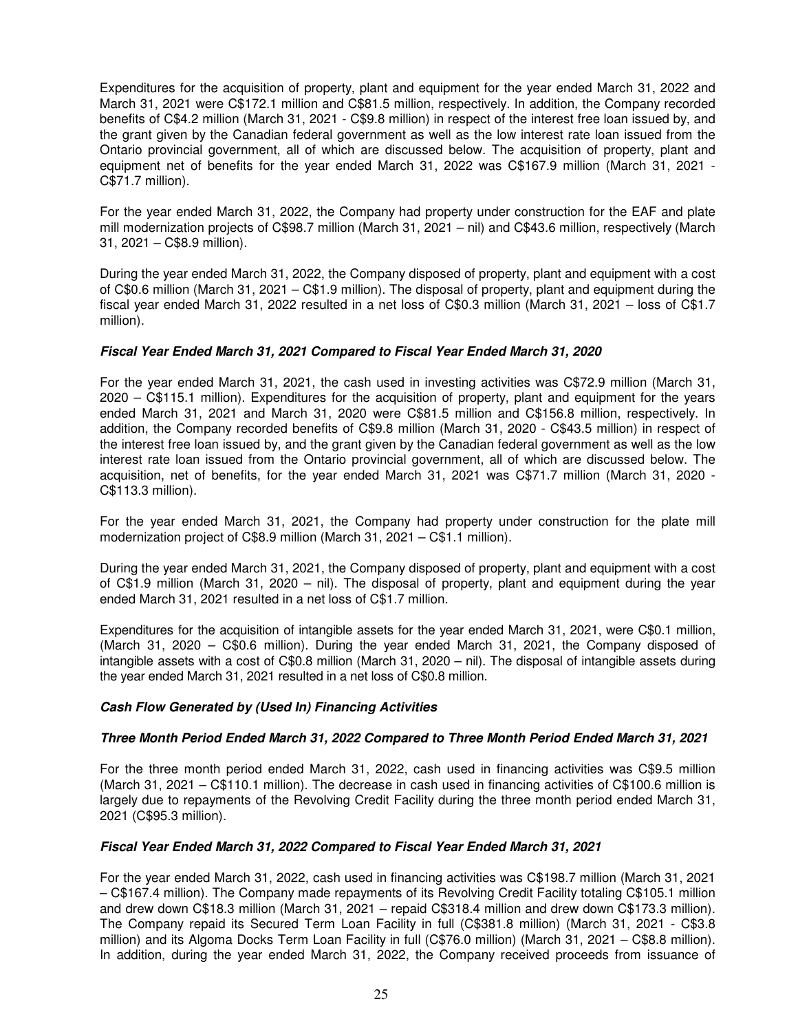Expenditures for the acquisition of property, plant and equipment for the year ended March 31, 2022 and March 31, 2021 were C$172.1 million and C$81.5 million, respectively. In addition, the Company recorded benefits of C$4.2 million (March 31, 2021 - C$9.8 million) in respect of the interest free loan issued by, and the grant given by the Canadian federal government as well as the low interest rate loan issued from the Ontario provincial government, all of which are discussed below. The acquisition of property, plant and equipment net of benefits for the year ended March 31, 2022 was C$167.9 million (March 31, 2021 - C$71.7 million).

For the year ended March 31, 2022, the Company had property under construction for the EAF and plate mill modernization projects of C$98.7 million (March 31, 2021 – nil) and C$43.6 million, respectively (March 31, 2021 – C$8.9 million).

During the year ended March 31, 2022, the Company disposed of property, plant and equipment with a cost of C$0.6 million (March 31, 2021 – C$1.9 million). The disposal of property, plant and equipment during the fiscal year ended March 31, 2022 resulted in a net loss of C$0.3 million (March 31, 2021 – loss of C$1.7 million).

***Fiscal Year Ended March 31, 2021 Compared to Fiscal Year Ended March 31, 2020***

For the year ended March 31, 2021, the cash used in investing activities was C$72.9 million (March 31, 2020 – C$115.1 million). Expenditures for the acquisition of property, plant and equipment for the years ended March 31, 2021 and March 31, 2020 were C$81.5 million and C$156.8 million, respectively. In addition, the Company recorded benefits of C$9.8 million (March 31, 2020 - C$43.5 million) in respect of the interest free loan issued by, and the grant given by the Canadian federal government as well as the low interest rate loan issued from the Ontario provincial government, all of which are discussed below. The acquisition, net of benefits, for the year ended March 31, 2021 was C$71.7 million (March 31, 2020 - C$113.3 million).

For the year ended March 31, 2021, the Company had property under construction for the plate mill modernization project of C$8.9 million (March 31, 2021 – C$1.1 million).

During the year ended March 31, 2021, the Company disposed of property, plant and equipment with a cost of C$1.9 million (March 31, 2020 – nil). The disposal of property, plant and equipment during the year ended March 31, 2021 resulted in a net loss of C$1.7 million.

Expenditures for the acquisition of intangible assets for the year ended March 31, 2021, were C$0.1 million, (March 31, 2020 – C$0.6 million). During the year ended March 31, 2021, the Company disposed of intangible assets with a cost of C$0.8 million (March 31, 2020 – nil). The disposal of intangible assets during the year ended March 31, 2021 resulted in a net loss of C$0.8 million.

***Cash Flow Generated by (Used In) Financing Activities***

***Three Month Period Ended March 31, 2022 Compared to Three Month Period Ended March 31, 2021***

For the three month period ended March 31, 2022, cash used in financing activities was C$9.5 million (March 31, 2021 – C$110.1 million). The decrease in cash used in financing activities of C$100.6 million is largely due to repayments of the Revolving Credit Facility during the three month period ended March 31, 2021 (C$95.3 million).

***Fiscal Year Ended March 31, 2022 Compared to Fiscal Year Ended March 31, 2021***

For the year ended March 31, 2022, cash used in financing activities was C$198.7 million (March 31, 2021 – C$167.4 million). The Company made repayments of its Revolving Credit Facility totaling C$105.1 million and drew down C$18.3 million (March 31, 2021 – repaid C$318.4 million and drew down C$173.3 million). The Company repaid its Secured Term Loan Facility in full (C$381.8 million) (March 31, 2021 - C$3.8 million) and its Algoma Docks Term Loan Facility in full (C$76.0 million) (March 31, 2021 – C$8.8 million). In addition, during the year ended March 31, 2022, the Company received proceeds from issuance of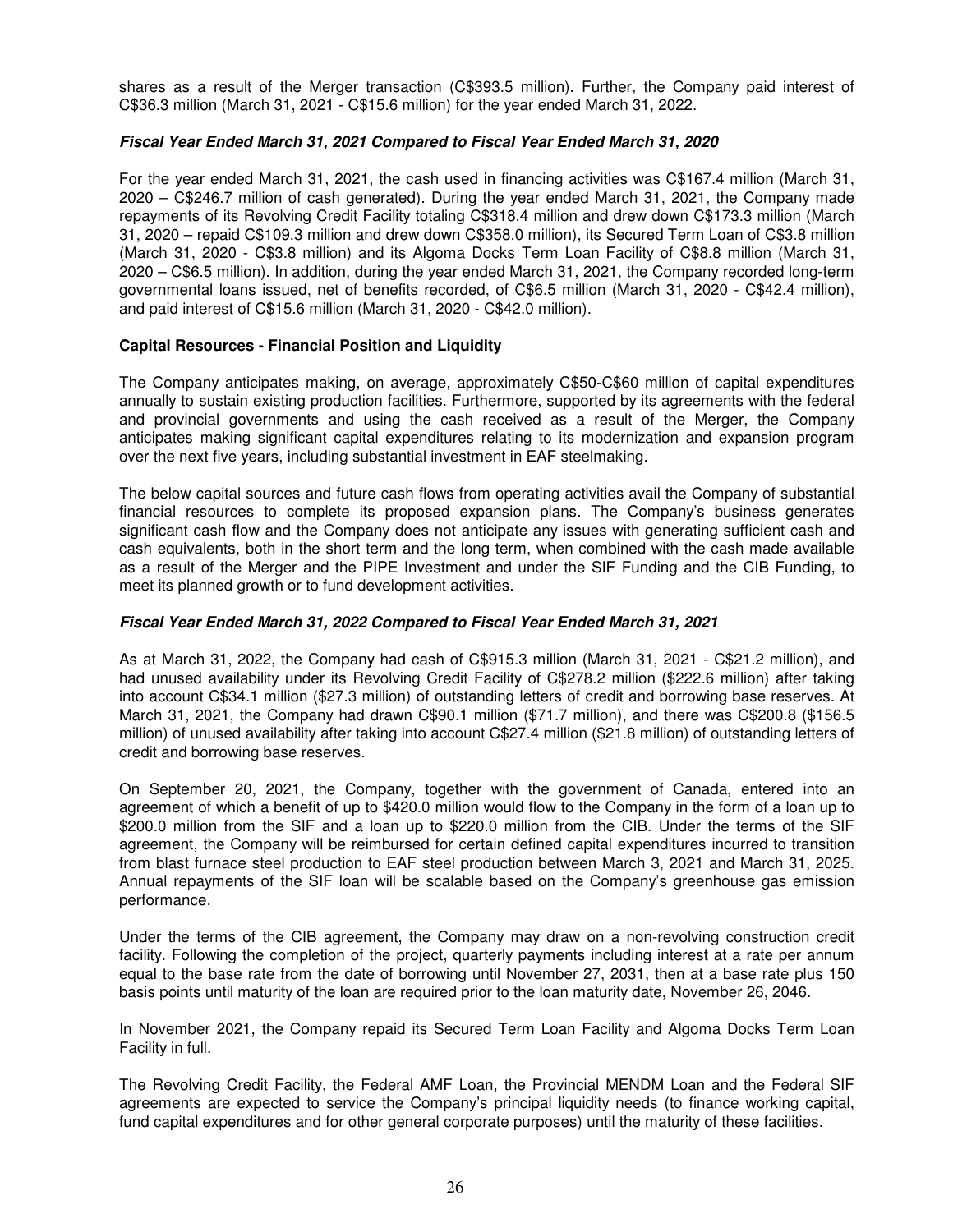shares as a result of the Merger transaction (C$393.5 million). Further, the Company paid interest of C$36.3 million (March 31, 2021 - C$15.6 million) for the year ended March 31, 2022.

***Fiscal Year Ended March 31, 2021 Compared to Fiscal Year Ended March 31, 2020***

For the year ended March 31, 2021, the cash used in financing activities was C$167.4 million (March 31, 2020 – C$246.7 million of cash generated). During the year ended March 31, 2021, the Company made repayments of its Revolving Credit Facility totaling C$318.4 million and drew down C$173.3 million (March 31, 2020 – repaid C$109.3 million and drew down C$358.0 million), its Secured Term Loan of C$3.8 million (March 31, 2020 - C$3.8 million) and its Algoma Docks Term Loan Facility of C$8.8 million (March 31, 2020 – C$6.5 million). In addition, during the year ended March 31, 2021, the Company recorded long-term governmental loans issued, net of benefits recorded, of C$6.5 million (March 31, 2020 - C$42.4 million), and paid interest of C$15.6 million (March 31, 2020 - C$42.0 million).

**Capital Resources - Financial Position and Liquidity**

The Company anticipates making, on average, approximately C$50-C$60 million of capital expenditures annually to sustain existing production facilities. Furthermore, supported by its agreements with the federal and provincial governments and using the cash received as a result of the Merger, the Company anticipates making significant capital expenditures relating to its modernization and expansion program over the next five years, including substantial investment in EAF steelmaking.

The below capital sources and future cash flows from operating activities avail the Company of substantial financial resources to complete its proposed expansion plans. The Company's business generates significant cash flow and the Company does not anticipate any issues with generating sufficient cash and cash equivalents, both in the short term and the long term, when combined with the cash made available as a result of the Merger and the PIPE Investment and under the SIF Funding and the CIB Funding, to meet its planned growth or to fund development activities.

***Fiscal Year Ended March 31, 2022 Compared to Fiscal Year Ended March 31, 2021***

As at March 31, 2022, the Company had cash of C$915.3 million (March 31, 2021 - C$21.2 million), and had unused availability under its Revolving Credit Facility of C$278.2 million ($222.6 million) after taking into account C$34.1 million ($27.3 million) of outstanding letters of credit and borrowing base reserves. At March 31, 2021, the Company had drawn C$90.1 million ($71.7 million), and there was C$200.8 ($156.5 million) of unused availability after taking into account C$27.4 million ($21.8 million) of outstanding letters of credit and borrowing base reserves.

On September 20, 2021, the Company, together with the government of Canada, entered into an agreement of which a benefit of up to $420.0 million would flow to the Company in the form of a loan up to $200.0 million from the SIF and a loan up to $220.0 million from the CIB. Under the terms of the SIF agreement, the Company will be reimbursed for certain defined capital expenditures incurred to transition from blast furnace steel production to EAF steel production between March 3, 2021 and March 31, 2025. Annual repayments of the SIF loan will be scalable based on the Company's greenhouse gas emission performance.

Under the terms of the CIB agreement, the Company may draw on a non-revolving construction credit facility. Following the completion of the project, quarterly payments including interest at a rate per annum equal to the base rate from the date of borrowing until November 27, 2031, then at a base rate plus 150 basis points until maturity of the loan are required prior to the loan maturity date, November 26, 2046.

In November 2021, the Company repaid its Secured Term Loan Facility and Algoma Docks Term Loan Facility in full.

The Revolving Credit Facility, the Federal AMF Loan, the Provincial MENDM Loan and the Federal SIF agreements are expected to service the Company's principal liquidity needs (to finance working capital, fund capital expenditures and for other general corporate purposes) until the maturity of these facilities.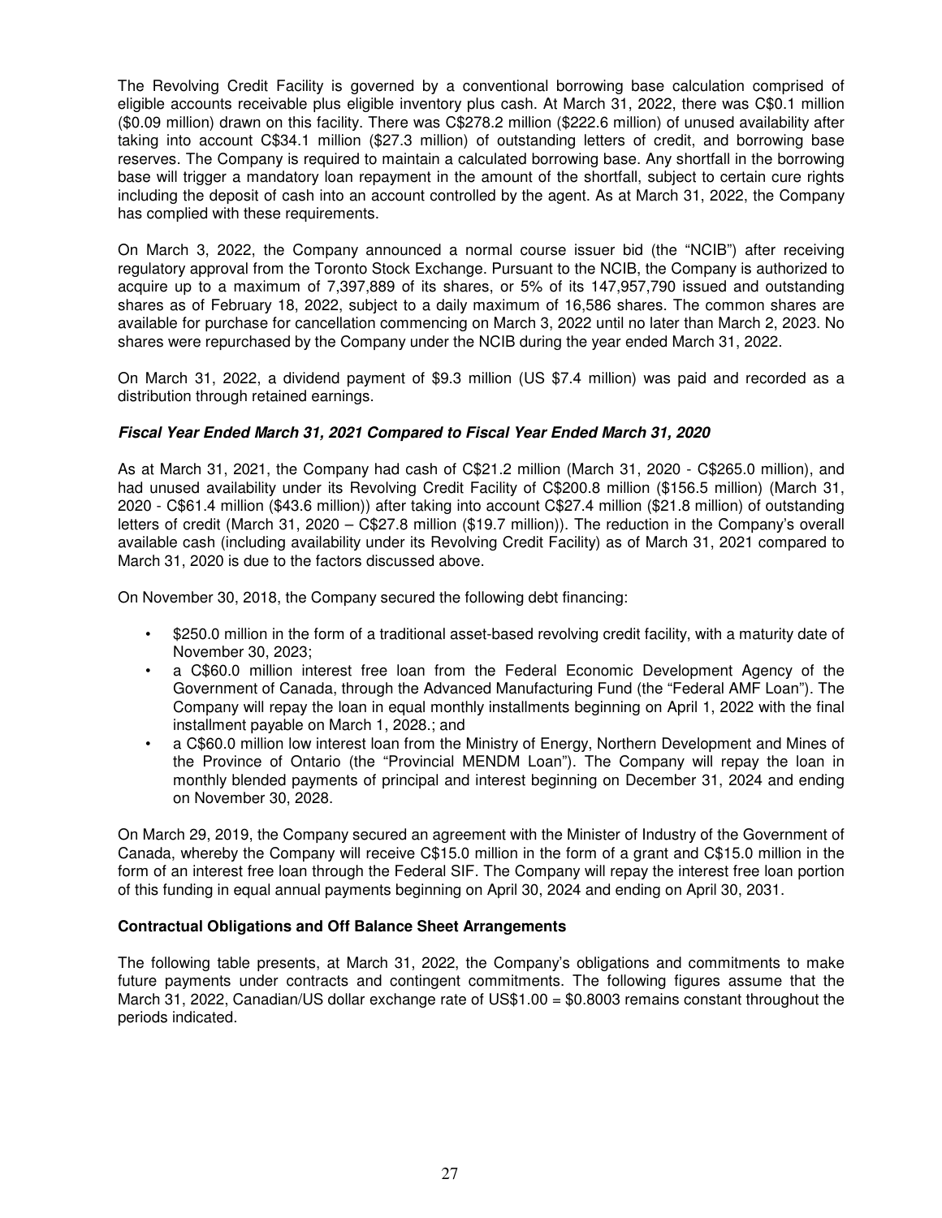The Revolving Credit Facility is governed by a conventional borrowing base calculation comprised of eligible accounts receivable plus eligible inventory plus cash. At March 31, 2022, there was C$0.1 million ($0.09 million) drawn on this facility. There was C$278.2 million ($222.6 million) of unused availability after taking into account C$34.1 million ($27.3 million) of outstanding letters of credit, and borrowing base reserves. The Company is required to maintain a calculated borrowing base. Any shortfall in the borrowing base will trigger a mandatory loan repayment in the amount of the shortfall, subject to certain cure rights including the deposit of cash into an account controlled by the agent. As at March 31, 2022, the Company has complied with these requirements.

On March 3, 2022, the Company announced a normal course issuer bid (the "NCIB") after receiving regulatory approval from the Toronto Stock Exchange. Pursuant to the NCIB, the Company is authorized to acquire up to a maximum of 7,397,889 of its shares, or 5% of its 147,957,790 issued and outstanding shares as of February 18, 2022, subject to a daily maximum of 16,586 shares. The common shares are available for purchase for cancellation commencing on March 3, 2022 until no later than March 2, 2023. No shares were repurchased by the Company under the NCIB during the year ended March 31, 2022.

On March 31, 2022, a dividend payment of $9.3 million (US $7.4 million) was paid and recorded as a distribution through retained earnings.

***Fiscal Year Ended March 31, 2021 Compared to Fiscal Year Ended March 31, 2020***

As at March 31, 2021, the Company had cash of C$21.2 million (March 31, 2020 - C$265.0 million), and had unused availability under its Revolving Credit Facility of C$200.8 million ($156.5 million) (March 31, 2020 - C$61.4 million ($43.6 million)) after taking into account C$27.4 million ($21.8 million) of outstanding letters of credit (March 31, 2020 – C$27.8 million ($19.7 million)). The reduction in the Company's overall available cash (including availability under its Revolving Credit Facility) as of March 31, 2021 compared to March 31, 2020 is due to the factors discussed above.

On November 30, 2018, the Company secured the following debt financing:

- $250.0 million in the form of a traditional asset-based revolving credit facility, with a maturity date of November 30, 2023;
- a C$60.0 million interest free loan from the Federal Economic Development Agency of the Government of Canada, through the Advanced Manufacturing Fund (the "Federal AMF Loan"). The Company will repay the loan in equal monthly installments beginning on April 1, 2022 with the final installment payable on March 1, 2028.; and
- a C$60.0 million low interest loan from the Ministry of Energy, Northern Development and Mines of the Province of Ontario (the "Provincial MENDM Loan"). The Company will repay the loan in monthly blended payments of principal and interest beginning on December 31, 2024 and ending on November 30, 2028.

On March 29, 2019, the Company secured an agreement with the Minister of Industry of the Government of Canada, whereby the Company will receive C$15.0 million in the form of a grant and C$15.0 million in the form of an interest free loan through the Federal SIF. The Company will repay the interest free loan portion of this funding in equal annual payments beginning on April 30, 2024 and ending on April 30, 2031.

**Contractual Obligations and Off Balance Sheet Arrangements**

The following table presents, at March 31, 2022, the Company's obligations and commitments to make future payments under contracts and contingent commitments. The following figures assume that the March 31, 2022, Canadian/US dollar exchange rate of US$1.00 = $0.8003 remains constant throughout the periods indicated.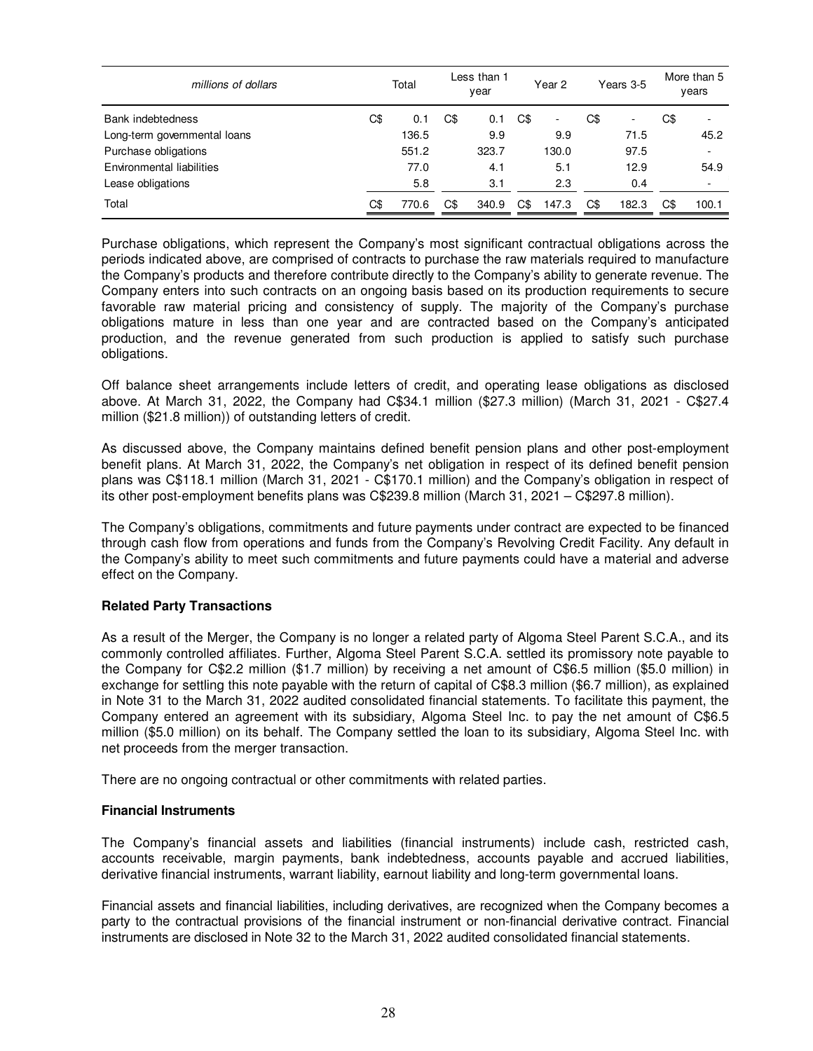| *millions of dollars* | Total | Less than 1 year | Year 2 | Years 3-5 | More than 5 years |
|---|---|---|---|---|---|
| Bank indebtedness | C$ 0.1 | C$ 0.1 | C$ - | C$ - | C$ - |
| Long-term governmental loans | 136.5 | 9.9 | 9.9 | 71.5 | 45.2 |
| Purchase obligations | 551.2 | 323.7 | 130.0 | 97.5 | - |
| Environmental liabilities | 77.0 | 4.1 | 5.1 | 12.9 | 54.9 |
| Lease obligations | 5.8 | 3.1 | 2.3 | 0.4 | - |
| Total | C$ 770.6 | C$ 340.9 | C$ 147.3 | C$ 182.3 | C$ 100.1 |

Purchase obligations, which represent the Company's most significant contractual obligations across the periods indicated above, are comprised of contracts to purchase the raw materials required to manufacture the Company's products and therefore contribute directly to the Company's ability to generate revenue. The Company enters into such contracts on an ongoing basis based on its production requirements to secure favorable raw material pricing and consistency of supply. The majority of the Company's purchase obligations mature in less than one year and are contracted based on the Company's anticipated production, and the revenue generated from such production is applied to satisfy such purchase obligations.

Off balance sheet arrangements include letters of credit, and operating lease obligations as disclosed above. At March 31, 2022, the Company had C$34.1 million ($27.3 million) (March 31, 2021 - C$27.4 million ($21.8 million)) of outstanding letters of credit.

As discussed above, the Company maintains defined benefit pension plans and other post-employment benefit plans. At March 31, 2022, the Company's net obligation in respect of its defined benefit pension plans was C$118.1 million (March 31, 2021 - C$170.1 million) and the Company's obligation in respect of its other post-employment benefits plans was C$239.8 million (March 31, 2021 – C$297.8 million).

The Company's obligations, commitments and future payments under contract are expected to be financed through cash flow from operations and funds from the Company's Revolving Credit Facility. Any default in the Company's ability to meet such commitments and future payments could have a material and adverse effect on the Company.

**Related Party Transactions**

As a result of the Merger, the Company is no longer a related party of Algoma Steel Parent S.C.A., and its commonly controlled affiliates. Further, Algoma Steel Parent S.C.A. settled its promissory note payable to the Company for C$2.2 million ($1.7 million) by receiving a net amount of C$6.5 million ($5.0 million) in exchange for settling this note payable with the return of capital of C$8.3 million ($6.7 million), as explained in Note 31 to the March 31, 2022 audited consolidated financial statements. To facilitate this payment, the Company entered an agreement with its subsidiary, Algoma Steel Inc. to pay the net amount of C$6.5 million ($5.0 million) on its behalf. The Company settled the loan to its subsidiary, Algoma Steel Inc. with net proceeds from the merger transaction.

There are no ongoing contractual or other commitments with related parties.

**Financial Instruments**

The Company's financial assets and liabilities (financial instruments) include cash, restricted cash, accounts receivable, margin payments, bank indebtedness, accounts payable and accrued liabilities, derivative financial instruments, warrant liability, earnout liability and long-term governmental loans.

Financial assets and financial liabilities, including derivatives, are recognized when the Company becomes a party to the contractual provisions of the financial instrument or non-financial derivative contract. Financial instruments are disclosed in Note 32 to the March 31, 2022 audited consolidated financial statements.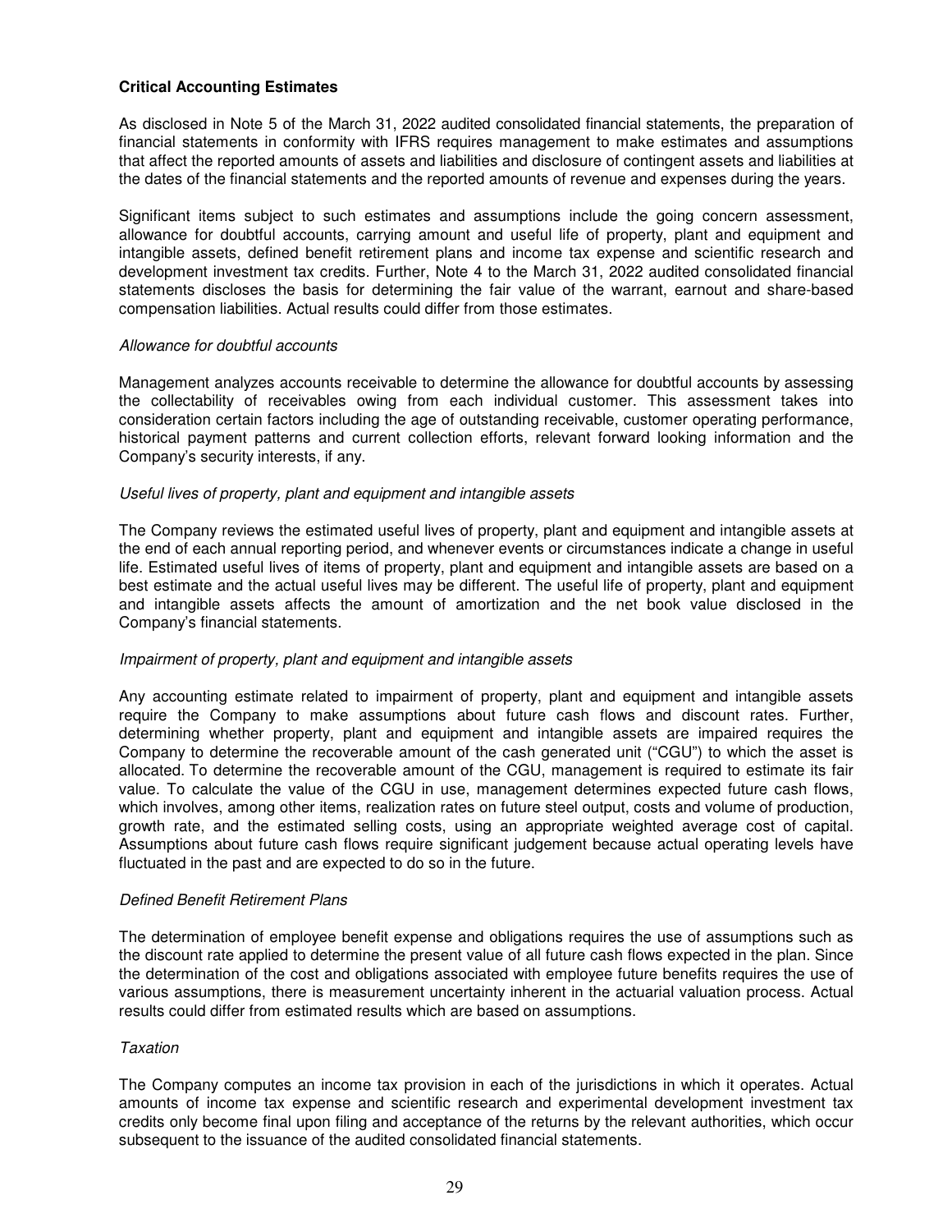## Critical Accounting Estimates

As disclosed in Note 5 of the March 31, 2022 audited consolidated financial statements, the preparation of financial statements in conformity with IFRS requires management to make estimates and assumptions that affect the reported amounts of assets and liabilities and disclosure of contingent assets and liabilities at the dates of the financial statements and the reported amounts of revenue and expenses during the years.

Significant items subject to such estimates and assumptions include the going concern assessment, allowance for doubtful accounts, carrying amount and useful life of property, plant and equipment and intangible assets, defined benefit retirement plans and income tax expense and scientific research and development investment tax credits. Further, Note 4 to the March 31, 2022 audited consolidated financial statements discloses the basis for determining the fair value of the warrant, earnout and share-based compensation liabilities. Actual results could differ from those estimates.

*Allowance for doubtful accounts*

Management analyzes accounts receivable to determine the allowance for doubtful accounts by assessing the collectability of receivables owing from each individual customer. This assessment takes into consideration certain factors including the age of outstanding receivable, customer operating performance, historical payment patterns and current collection efforts, relevant forward looking information and the Company's security interests, if any.

*Useful lives of property, plant and equipment and intangible assets*

The Company reviews the estimated useful lives of property, plant and equipment and intangible assets at the end of each annual reporting period, and whenever events or circumstances indicate a change in useful life. Estimated useful lives of items of property, plant and equipment and intangible assets are based on a best estimate and the actual useful lives may be different. The useful life of property, plant and equipment and intangible assets affects the amount of amortization and the net book value disclosed in the Company's financial statements.

*Impairment of property, plant and equipment and intangible assets*

Any accounting estimate related to impairment of property, plant and equipment and intangible assets require the Company to make assumptions about future cash flows and discount rates. Further, determining whether property, plant and equipment and intangible assets are impaired requires the Company to determine the recoverable amount of the cash generated unit ("CGU") to which the asset is allocated. To determine the recoverable amount of the CGU, management is required to estimate its fair value. To calculate the value of the CGU in use, management determines expected future cash flows, which involves, among other items, realization rates on future steel output, costs and volume of production, growth rate, and the estimated selling costs, using an appropriate weighted average cost of capital. Assumptions about future cash flows require significant judgement because actual operating levels have fluctuated in the past and are expected to do so in the future.

*Defined Benefit Retirement Plans*

The determination of employee benefit expense and obligations requires the use of assumptions such as the discount rate applied to determine the present value of all future cash flows expected in the plan. Since the determination of the cost and obligations associated with employee future benefits requires the use of various assumptions, there is measurement uncertainty inherent in the actuarial valuation process. Actual results could differ from estimated results which are based on assumptions.

*Taxation*

The Company computes an income tax provision in each of the jurisdictions in which it operates. Actual amounts of income tax expense and scientific research and experimental development investment tax credits only become final upon filing and acceptance of the returns by the relevant authorities, which occur subsequent to the issuance of the audited consolidated financial statements.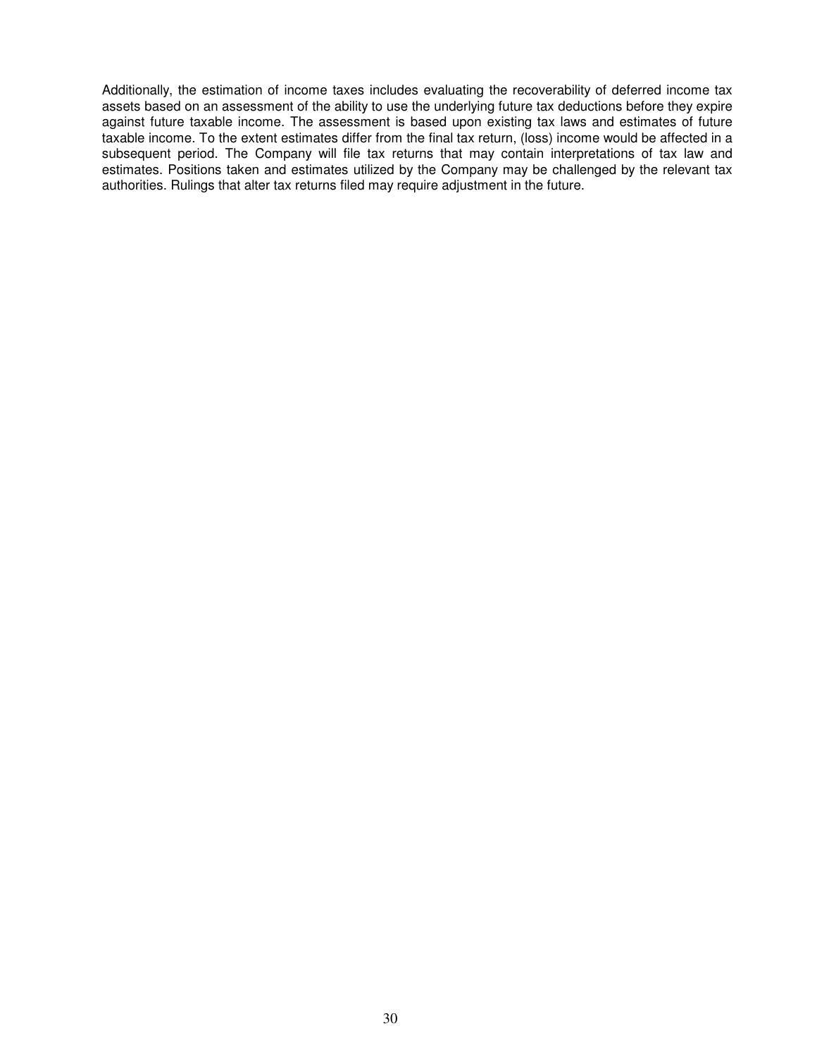Additionally, the estimation of income taxes includes evaluating the recoverability of deferred income tax assets based on an assessment of the ability to use the underlying future tax deductions before they expire against future taxable income. The assessment is based upon existing tax laws and estimates of future taxable income. To the extent estimates differ from the final tax return, (loss) income would be affected in a subsequent period. The Company will file tax returns that may contain interpretations of tax law and estimates. Positions taken and estimates utilized by the Company may be challenged by the relevant tax authorities. Rulings that alter tax returns filed may require adjustment in the future.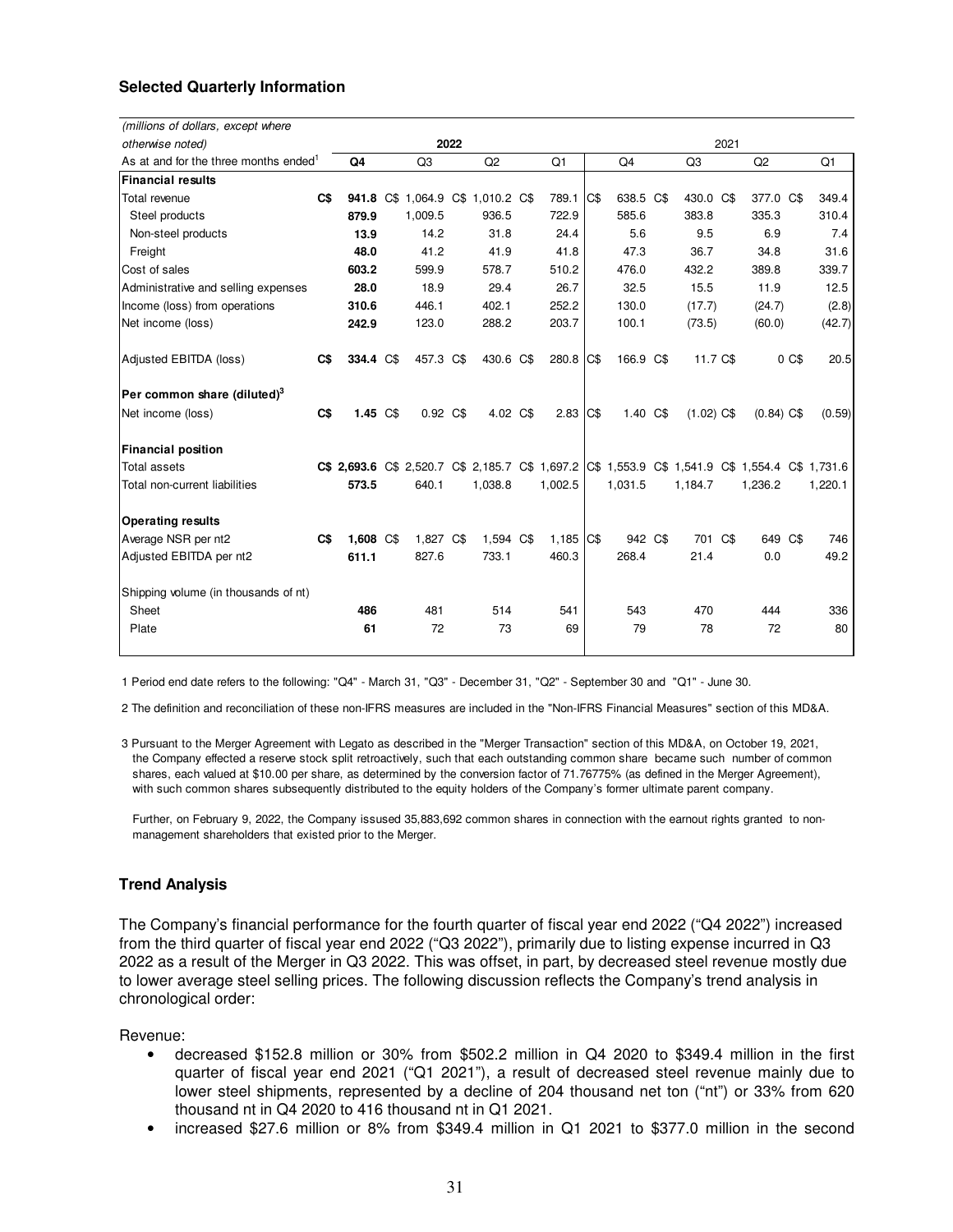### Selected Quarterly Information

| *(millions of dollars, except where otherwise noted)* | 2022 | | | | 2021 | | | |
|---|---|---|---|---|---|---|---|---|
| As at and for the three months ended[1] | Q4 | Q3 | Q2 | Q1 | Q4 | Q3 | Q2 | Q1 |
| **Financial results** | | | | | | | | |
| Total revenue | **C$ 941.8** | C$ 1,064.9 | C$ 1,010.2 | C$ 789.1 | C$ 638.5 | C$ 430.0 | C$ 377.0 | C$ 349.4 |
| Steel products | **879.9** | 1,009.5 | 936.5 | 722.9 | 585.6 | 383.8 | 335.3 | 310.4 |
| Non-steel products | **13.9** | 14.2 | 31.8 | 24.4 | 5.6 | 9.5 | 6.9 | 7.4 |
| Freight | **48.0** | 41.2 | 41.9 | 41.8 | 47.3 | 36.7 | 34.8 | 31.6 |
| Cost of sales | **603.2** | 599.9 | 578.7 | 510.2 | 476.0 | 432.2 | 389.8 | 339.7 |
| Administrative and selling expenses | **28.0** | 18.9 | 29.4 | 26.7 | 32.5 | 15.5 | 11.9 | 12.5 |
| Income (loss) from operations | **310.6** | 446.1 | 402.1 | 252.2 | 130.0 | (17.7) | (24.7) | (2.8) |
| Net income (loss) | **242.9** | 123.0 | 288.2 | 203.7 | 100.1 | (73.5) | (60.0) | (42.7) |
| Adjusted EBITDA (loss) | **C$ 334.4** | C$ 457.3 | C$ 430.6 | C$ 280.8 | C$ 166.9 | C$ 11.7 | C$ 0 | C$ 20.5 |
| **Per common share (diluted)[3]** | | | | | | | | |
| Net income (loss) | **C$ 1.45** | C$ 0.92 | C$ 4.02 | C$ 2.83 | C$ 1.40 | C$ (1.02) | C$ (0.84) | C$ (0.59) |
| **Financial position** | | | | | | | | |
| Total assets | **C$ 2,693.6** | C$ 2,520.7 | C$ 2,185.7 | C$ 1,697.2 | C$ 1,553.9 | C$ 1,541.9 | C$ 1,554.4 | C$ 1,731.6 |
| Total non-current liabilities | **573.5** | 640.1 | 1,038.8 | 1,002.5 | 1,031.5 | 1,184.7 | 1,236.2 | 1,220.1 |
| **Operating results** | | | | | | | | |
| Average NSR per nt2 | **C$ 1,608** | C$ 1,827 | C$ 1,594 | C$ 1,185 | C$ 942 | C$ 701 | C$ 649 | C$ 746 |
| Adjusted EBITDA per nt2 | **611.1** | 827.6 | 733.1 | 460.3 | 268.4 | 21.4 | 0.0 | 49.2 |
| Shipping volume (in thousands of nt) | | | | | | | | |
| Sheet | **486** | 481 | 514 | 541 | 543 | 470 | 444 | 336 |
| Plate | **61** | 72 | 73 | 69 | 79 | 78 | 72 | 80 |

1 Period end date refers to the following: "Q4" - March 31, "Q3" - December 31, "Q2" - September 30 and "Q1" - June 30.

2 The definition and reconciliation of these non-IFRS measures are included in the "Non-IFRS Financial Measures" section of this MD&A.

3 Pursuant to the Merger Agreement with Legato as described in the "Merger Transaction" section of this MD&A, on October 19, 2021, the Company effected a reserve stock split retroactively, such that each outstanding common share became such number of common shares, each valued at $10.00 per share, as determined by the conversion factor of 71.76775% (as defined in the Merger Agreement), with such common shares subsequently distributed to the equity holders of the Company's former ultimate parent company.

Further, on February 9, 2022, the Company issued 35,883,692 common shares in connection with the earnout rights granted to non-management shareholders that existed prior to the Merger.

### Trend Analysis

The Company's financial performance for the fourth quarter of fiscal year end 2022 ("Q4 2022") increased from the third quarter of fiscal year end 2022 ("Q3 2022"), primarily due to listing expense incurred in Q3 2022 as a result of the Merger in Q3 2022. This was offset, in part, by decreased steel revenue mostly due to lower average steel selling prices. The following discussion reflects the Company's trend analysis in chronological order:

Revenue:

- decreased $152.8 million or 30% from $502.2 million in Q4 2020 to $349.4 million in the first quarter of fiscal year end 2021 ("Q1 2021"), a result of decreased steel revenue mainly due to lower steel shipments, represented by a decline of 204 thousand net ton ("nt") or 33% from 620 thousand nt in Q4 2020 to 416 thousand nt in Q1 2021.
- increased $27.6 million or 8% from $349.4 million in Q1 2021 to $377.0 million in the second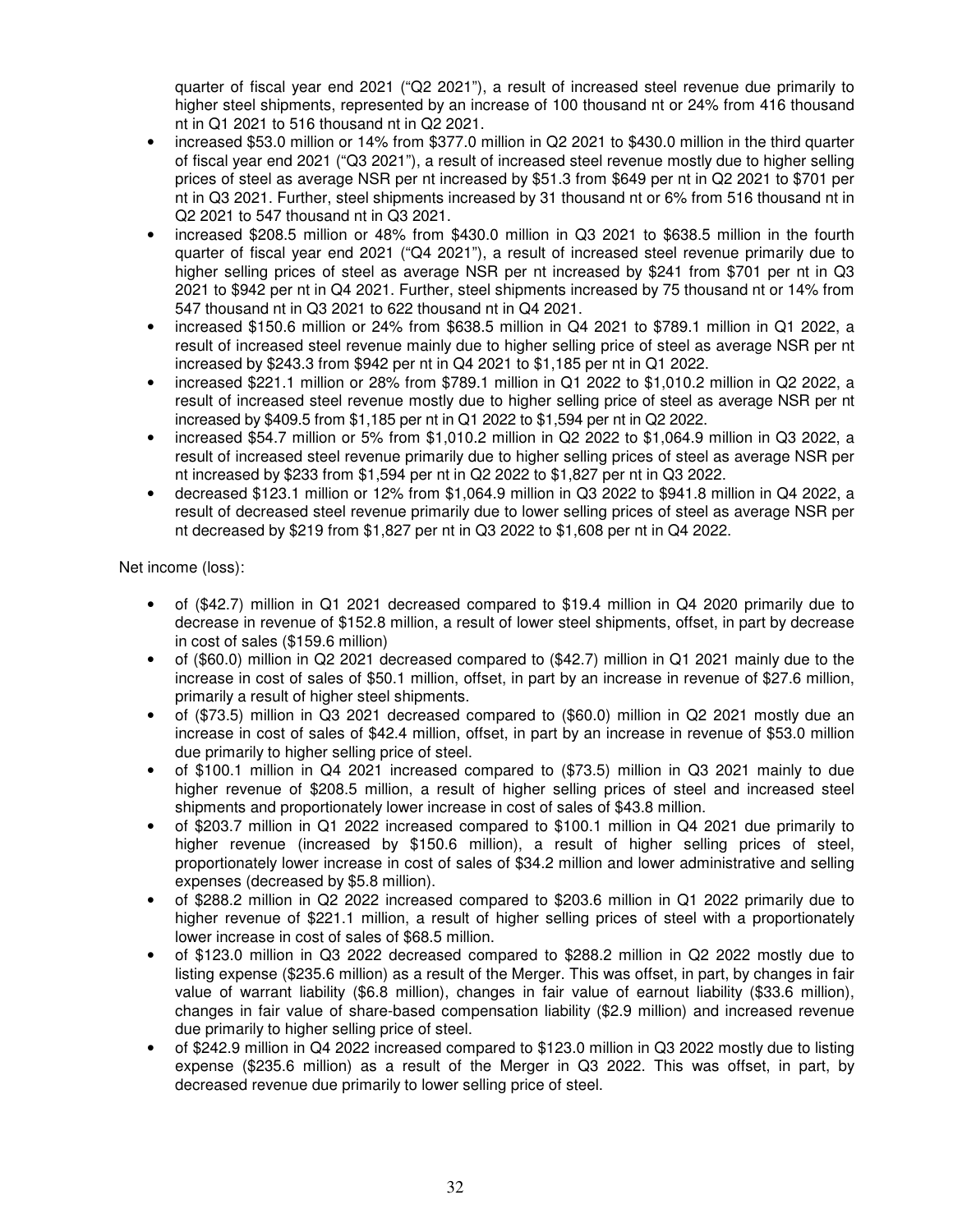quarter of fiscal year end 2021 ("Q2 2021"), a result of increased steel revenue due primarily to higher steel shipments, represented by an increase of 100 thousand nt or 24% from 416 thousand nt in Q1 2021 to 516 thousand nt in Q2 2021.

- increased $53.0 million or 14% from $377.0 million in Q2 2021 to $430.0 million in the third quarter of fiscal year end 2021 ("Q3 2021"), a result of increased steel revenue mostly due to higher selling prices of steel as average NSR per nt increased by $51.3 from $649 per nt in Q2 2021 to $701 per nt in Q3 2021. Further, steel shipments increased by 31 thousand nt or 6% from 516 thousand nt in Q2 2021 to 547 thousand nt in Q3 2021.
- increased $208.5 million or 48% from $430.0 million in Q3 2021 to $638.5 million in the fourth quarter of fiscal year end 2021 ("Q4 2021"), a result of increased steel revenue primarily due to higher selling prices of steel as average NSR per nt increased by $241 from $701 per nt in Q3 2021 to $942 per nt in Q4 2021. Further, steel shipments increased by 75 thousand nt or 14% from 547 thousand nt in Q3 2021 to 622 thousand nt in Q4 2021.
- increased $150.6 million or 24% from $638.5 million in Q4 2021 to $789.1 million in Q1 2022, a result of increased steel revenue mainly due to higher selling price of steel as average NSR per nt increased by $243.3 from $942 per nt in Q4 2021 to $1,185 per nt in Q1 2022.
- increased $221.1 million or 28% from $789.1 million in Q1 2022 to $1,010.2 million in Q2 2022, a result of increased steel revenue mostly due to higher selling price of steel as average NSR per nt increased by $409.5 from $1,185 per nt in Q1 2022 to $1,594 per nt in Q2 2022.
- increased $54.7 million or 5% from $1,010.2 million in Q2 2022 to $1,064.9 million in Q3 2022, a result of increased steel revenue primarily due to higher selling prices of steel as average NSR per nt increased by $233 from $1,594 per nt in Q2 2022 to $1,827 per nt in Q3 2022.
- decreased $123.1 million or 12% from $1,064.9 million in Q3 2022 to $941.8 million in Q4 2022, a result of decreased steel revenue primarily due to lower selling prices of steel as average NSR per nt decreased by $219 from $1,827 per nt in Q3 2022 to $1,608 per nt in Q4 2022.

Net income (loss):

- of ($42.7) million in Q1 2021 decreased compared to $19.4 million in Q4 2020 primarily due to decrease in revenue of $152.8 million, a result of lower steel shipments, offset, in part by decrease in cost of sales ($159.6 million)
- of ($60.0) million in Q2 2021 decreased compared to ($42.7) million in Q1 2021 mainly due to the increase in cost of sales of $50.1 million, offset, in part by an increase in revenue of $27.6 million, primarily a result of higher steel shipments.
- of ($73.5) million in Q3 2021 decreased compared to ($60.0) million in Q2 2021 mostly due an increase in cost of sales of $42.4 million, offset, in part by an increase in revenue of $53.0 million due primarily to higher selling price of steel.
- of $100.1 million in Q4 2021 increased compared to ($73.5) million in Q3 2021 mainly to due higher revenue of $208.5 million, a result of higher selling prices of steel and increased steel shipments and proportionately lower increase in cost of sales of $43.8 million.
- of $203.7 million in Q1 2022 increased compared to $100.1 million in Q4 2021 due primarily to higher revenue (increased by $150.6 million), a result of higher selling prices of steel, proportionately lower increase in cost of sales of $34.2 million and lower administrative and selling expenses (decreased by $5.8 million).
- of $288.2 million in Q2 2022 increased compared to $203.6 million in Q1 2022 primarily due to higher revenue of $221.1 million, a result of higher selling prices of steel with a proportionately lower increase in cost of sales of $68.5 million.
- of $123.0 million in Q3 2022 decreased compared to $288.2 million in Q2 2022 mostly due to listing expense ($235.6 million) as a result of the Merger. This was offset, in part, by changes in fair value of warrant liability ($6.8 million), changes in fair value of earnout liability ($33.6 million), changes in fair value of share-based compensation liability ($2.9 million) and increased revenue due primarily to higher selling price of steel.
- of $242.9 million in Q4 2022 increased compared to $123.0 million in Q3 2022 mostly due to listing expense ($235.6 million) as a result of the Merger in Q3 2022. This was offset, in part, by decreased revenue due primarily to lower selling price of steel.